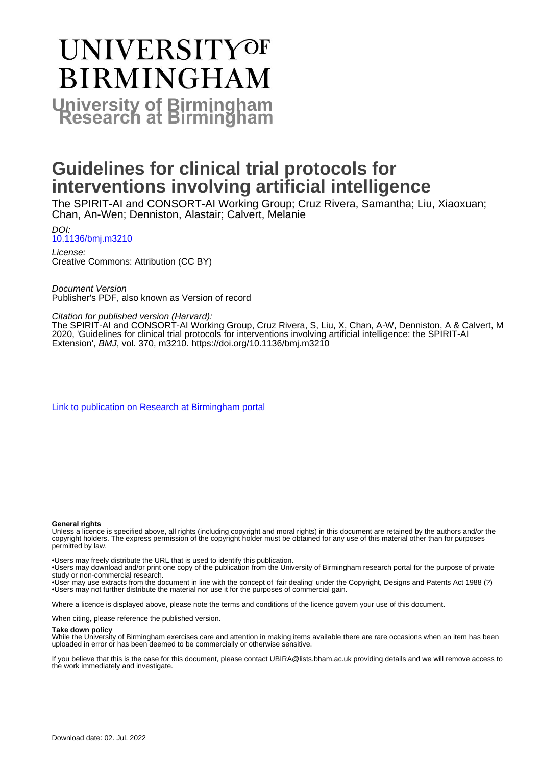# UNIVERSITY OF BIRMINGHAM

**University of Birmingham Research at Birmingham**

# Guidelines for clinical trial protocols for interventions involving artificial intelligence

The SPIRIT-AI and CONSORT-AI Working Group; Cruz Rivera, Samantha; Liu, Xiaoxuan; Chan, An-Wen; Denniston, Alastair; Calvert, Melanie

*DOI:*
10.1136/bmj.m3210

*License:*
Creative Commons: Attribution (CC BY)

*Document Version*
Publisher's PDF, also known as Version of record

*Citation for published version (Harvard):*
The SPIRIT-AI and CONSORT-AI Working Group, Cruz Rivera, S, Liu, X, Chan, A-W, Denniston, A & Calvert, M 2020, 'Guidelines for clinical trial protocols for interventions involving artificial intelligence: the SPIRIT-AI Extension', *BMJ*, vol. 370, m3210. https://doi.org/10.1136/bmj.m3210

Link to publication on Research at Birmingham portal

**General rights**
Unless a licence is specified above, all rights (including copyright and moral rights) in this document are retained by the authors and/or the copyright holders. The express permission of the copyright holder must be obtained for any use of this material other than for purposes permitted by law.

•Users may freely distribute the URL that is used to identify this publication.
•Users may download and/or print one copy of the publication from the University of Birmingham research portal for the purpose of private study or non-commercial research.
•User may use extracts from the document in line with the concept of 'fair dealing' under the Copyright, Designs and Patents Act 1988 (?)
•Users may not further distribute the material nor use it for the purposes of commercial gain.

Where a licence is displayed above, please note the terms and conditions of the licence govern your use of this document.

When citing, please reference the published version.

**Take down policy**
While the University of Birmingham exercises care and attention in making items available there are rare occasions when an item has been uploaded in error or has been deemed to be commercially or otherwise sensitive.

If you believe that this is the case for this document, please contact UBIRA@lists.bham.ac.uk providing details and we will remove access to the work immediately and investigate.

Download date: 02. Jul. 2022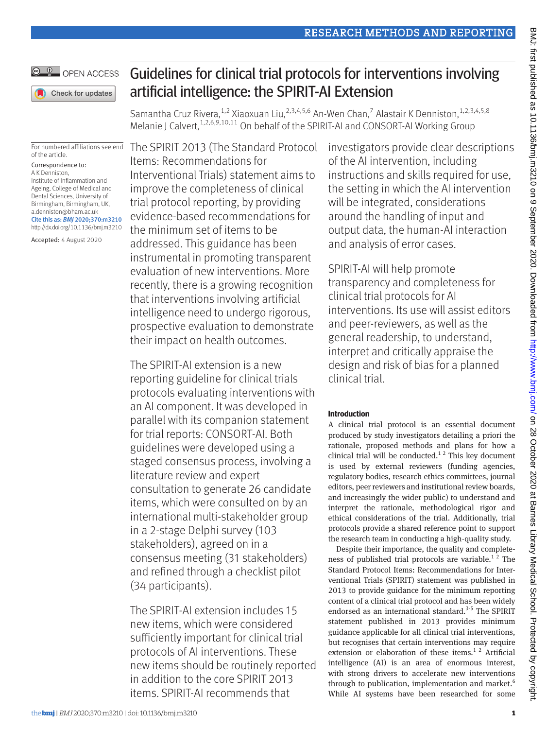# Guidelines for clinical trial protocols for interventions involving artificial intelligence: the SPIRIT-AI Extension

Samantha Cruz Rivera,[1,2] Xiaoxuan Liu,[2,3,4,5,6] An-Wen Chan,[7] Alastair K Denniston,[1,2,3,4,5,8] Melanie J Calvert,[1,2,6,9,10,11] On behalf of the SPIRIT-AI and CONSORT-AI Working Group

For numbered affiliations see end of the article.

Correspondence to: A K Denniston, Institute of Inflammation and Ageing, College of Medical and Dental Sciences, University of Birmingham, Birmingham, UK, a.denniston@bham.ac.uk

Cite this as: *BMJ* 2020;370:m3210

http://dx.doi.org/10.1136/bmj.m3210

Accepted: 4 August 2020

The SPIRIT 2013 (The Standard Protocol Items: Recommendations for Interventional Trials) statement aims to improve the completeness of clinical trial protocol reporting, by providing evidence-based recommendations for the minimum set of items to be addressed. This guidance has been instrumental in promoting transparent evaluation of new interventions. More recently, there is a growing recognition that interventions involving artificial intelligence need to undergo rigorous, prospective evaluation to demonstrate their impact on health outcomes.

The SPIRIT-AI extension is a new reporting guideline for clinical trials protocols evaluating interventions with an AI component. It was developed in parallel with its companion statement for trial reports: CONSORT-AI. Both guidelines were developed using a staged consensus process, involving a literature review and expert consultation to generate 26 candidate items, which were consulted on by an international multi-stakeholder group in a 2-stage Delphi survey (103 stakeholders), agreed on in a consensus meeting (31 stakeholders) and refined through a checklist pilot (34 participants).

The SPIRIT-AI extension includes 15 new items, which were considered sufficiently important for clinical trial protocols of AI interventions. These new items should be routinely reported in addition to the core SPIRIT 2013 items. SPIRIT-AI recommends that investigators provide clear descriptions of the AI intervention, including instructions and skills required for use, the setting in which the AI intervention will be integrated, considerations around the handling of input and output data, the human-AI interaction and analysis of error cases.

SPIRIT-AI will help promote transparency and completeness for clinical trial protocols for AI interventions. Its use will assist editors and peer-reviewers, as well as the general readership, to understand, interpret and critically appraise the design and risk of bias for a planned clinical trial.

## Introduction

A clinical trial protocol is an essential document produced by study investigators detailing a priori the rationale, proposed methods and plans for how a clinical trial will be conducted.[1 2] This key document is used by external reviewers (funding agencies, regulatory bodies, research ethics committees, journal editors, peer reviewers and institutional review boards, and increasingly the wider public) to understand and interpret the rationale, methodological rigor and ethical considerations of the trial. Additionally, trial protocols provide a shared reference point to support the research team in conducting a high-quality study.

Despite their importance, the quality and completeness of published trial protocols are variable.[1 2] The Standard Protocol Items: Recommendations for Interventional Trials (SPIRIT) statement was published in 2013 to provide guidance for the minimum reporting content of a clinical trial protocol and has been widely endorsed as an international standard.[3-5] The SPIRIT statement published in 2013 provides minimum guidance applicable for all clinical trial interventions, but recognises that certain interventions may require extension or elaboration of these items.[1 2] Artificial intelligence (AI) is an area of enormous interest, with strong drivers to accelerate new interventions through to publication, implementation and market.[6] While AI systems have been researched for some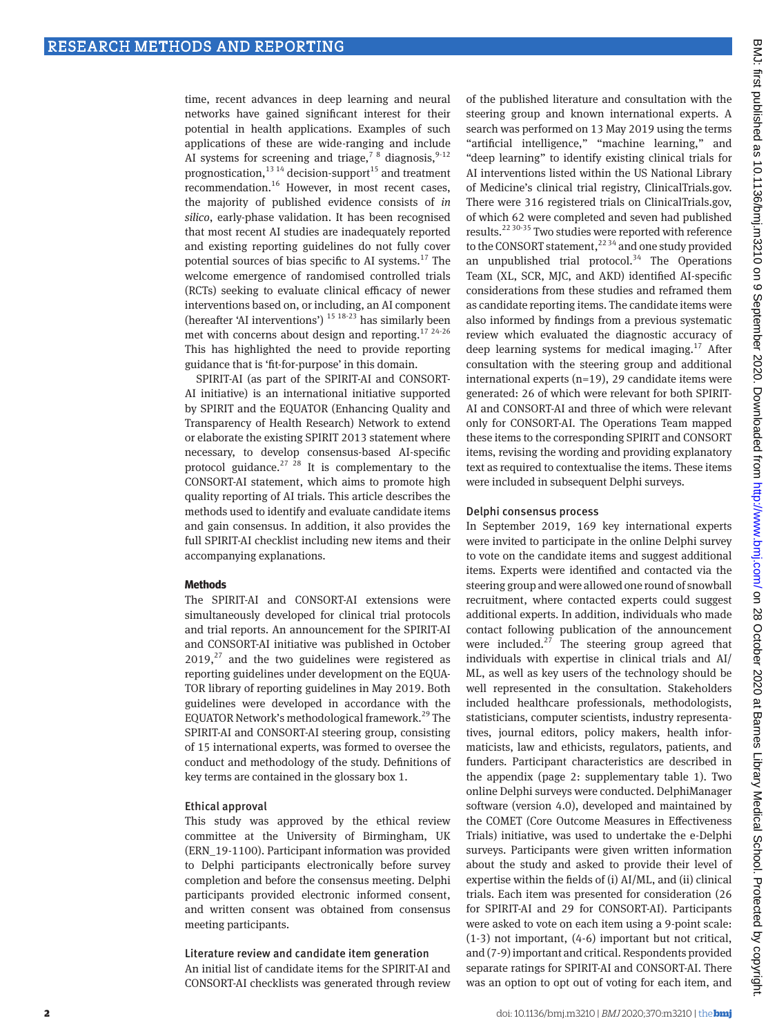time, recent advances in deep learning and neural networks have gained significant interest for their potential in health applications. Examples of such applications of these are wide-ranging and include AI systems for screening and triage,[7 8] diagnosis,[9-12] prognostication,[13 14] decision-support[15] and treatment recommendation.[16] However, in most recent cases, the majority of published evidence consists of *in silico*, early-phase validation. It has been recognised that most recent AI studies are inadequately reported and existing reporting guidelines do not fully cover potential sources of bias specific to AI systems.[17] The welcome emergence of randomised controlled trials (RCTs) seeking to evaluate clinical efficacy of newer interventions based on, or including, an AI component (hereafter 'AI interventions') [15 18-23] has similarly been met with concerns about design and reporting.[17 24-26] This has highlighted the need to provide reporting guidance that is 'fit-for-purpose' in this domain.

SPIRIT-AI (as part of the SPIRIT-AI and CONSORT-AI initiative) is an international initiative supported by SPIRIT and the EQUATOR (Enhancing Quality and Transparency of Health Research) Network to extend or elaborate the existing SPIRIT 2013 statement where necessary, to develop consensus-based AI-specific protocol guidance.[27 28] It is complementary to the CONSORT-AI statement, which aims to promote high quality reporting of AI trials. This article describes the methods used to identify and evaluate candidate items and gain consensus. In addition, it also provides the full SPIRIT-AI checklist including new items and their accompanying explanations.

## Methods

The SPIRIT-AI and CONSORT-AI extensions were simultaneously developed for clinical trial protocols and trial reports. An announcement for the SPIRIT-AI and CONSORT-AI initiative was published in October 2019,[27] and the two guidelines were registered as reporting guidelines under development on the EQUATOR library of reporting guidelines in May 2019. Both guidelines were developed in accordance with the EQUATOR Network's methodological framework.[29] The SPIRIT-AI and CONSORT-AI steering group, consisting of 15 international experts, was formed to oversee the conduct and methodology of the study. Definitions of key terms are contained in the glossary box 1.

### Ethical approval

This study was approved by the ethical review committee at the University of Birmingham, UK (ERN_19-1100). Participant information was provided to Delphi participants electronically before survey completion and before the consensus meeting. Delphi participants provided electronic informed consent, and written consent was obtained from consensus meeting participants.

### Literature review and candidate item generation

An initial list of candidate items for the SPIRIT-AI and CONSORT-AI checklists was generated through review of the published literature and consultation with the steering group and known international experts. A search was performed on 13 May 2019 using the terms "artificial intelligence," "machine learning," and "deep learning" to identify existing clinical trials for AI interventions listed within the US National Library of Medicine's clinical trial registry, ClinicalTrials.gov. There were 316 registered trials on ClinicalTrials.gov, of which 62 were completed and seven had published results.[22 30-35] Two studies were reported with reference to the CONSORT statement,[22 34] and one study provided an unpublished trial protocol.[34] The Operations Team (XL, SCR, MJC, and AKD) identified AI-specific considerations from these studies and reframed them as candidate reporting items. The candidate items were also informed by findings from a previous systematic review which evaluated the diagnostic accuracy of deep learning systems for medical imaging.[17] After consultation with the steering group and additional international experts (n=19), 29 candidate items were generated: 26 of which were relevant for both SPIRIT-AI and CONSORT-AI and three of which were relevant only for CONSORT-AI. The Operations Team mapped these items to the corresponding SPIRIT and CONSORT items, revising the wording and providing explanatory text as required to contextualise the items. These items were included in subsequent Delphi surveys.

### Delphi consensus process

In September 2019, 169 key international experts were invited to participate in the online Delphi survey to vote on the candidate items and suggest additional items. Experts were identified and contacted via the steering group and were allowed one round of snowball recruitment, where contacted experts could suggest additional experts. In addition, individuals who made contact following publication of the announcement were included.[27] The steering group agreed that individuals with expertise in clinical trials and AI/ML, as well as key users of the technology should be well represented in the consultation. Stakeholders included healthcare professionals, methodologists, statisticians, computer scientists, industry representatives, journal editors, policy makers, health informaticists, law and ethicists, regulators, patients, and funders. Participant characteristics are described in the appendix (page 2: supplementary table 1). Two online Delphi surveys were conducted. DelphiManager software (version 4.0), developed and maintained by the COMET (Core Outcome Measures in Effectiveness Trials) initiative, was used to undertake the e-Delphi surveys. Participants were given written information about the study and asked to provide their level of expertise within the fields of (i) AI/ML, and (ii) clinical trials. Each item was presented for consideration (26 for SPIRIT-AI and 29 for CONSORT-AI). Participants were asked to vote on each item using a 9-point scale: (1-3) not important, (4-6) important but not critical, and (7-9) important and critical. Respondents provided separate ratings for SPIRIT-AI and CONSORT-AI. There was an option to opt out of voting for each item, and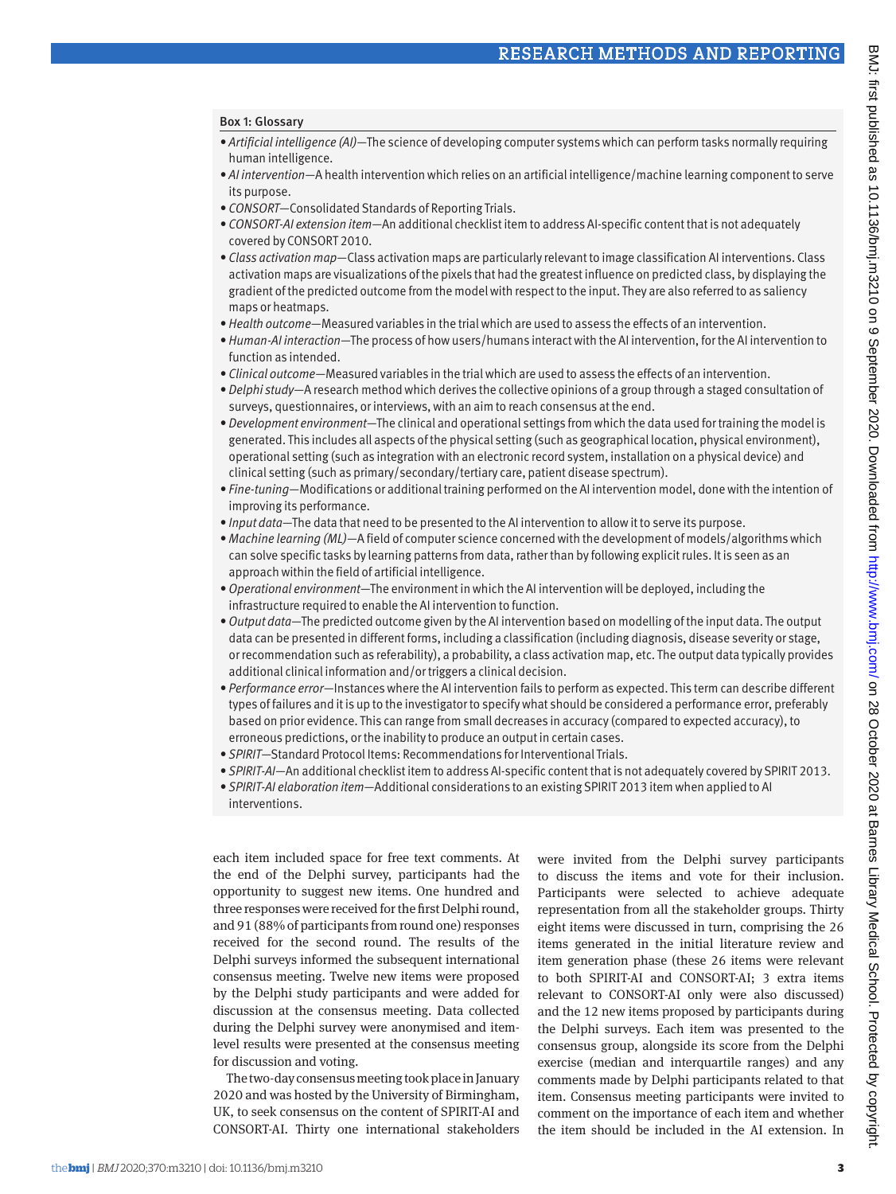### Box 1: Glossary

- *Artificial intelligence (AI)*—The science of developing computer systems which can perform tasks normally requiring human intelligence.
- *AI intervention*—A health intervention which relies on an artificial intelligence/machine learning component to serve its purpose.
- *CONSORT*—Consolidated Standards of Reporting Trials.
- *CONSORT-AI extension item*—An additional checklist item to address AI-specific content that is not adequately covered by CONSORT 2010.
- *Class activation map*—Class activation maps are particularly relevant to image classification AI interventions. Class activation maps are visualizations of the pixels that had the greatest influence on predicted class, by displaying the gradient of the predicted outcome from the model with respect to the input. They are also referred to as saliency maps or heatmaps.
- *Health outcome*—Measured variables in the trial which are used to assess the effects of an intervention.
- *Human-AI interaction*—The process of how users/humans interact with the AI intervention, for the AI intervention to function as intended.
- *Clinical outcome*—Measured variables in the trial which are used to assess the effects of an intervention.
- *Delphi study*—A research method which derives the collective opinions of a group through a staged consultation of surveys, questionnaires, or interviews, with an aim to reach consensus at the end.
- *Development environment*—The clinical and operational settings from which the data used for training the model is generated. This includes all aspects of the physical setting (such as geographical location, physical environment), operational setting (such as integration with an electronic record system, installation on a physical device) and clinical setting (such as primary/secondary/tertiary care, patient disease spectrum).
- *Fine-tuning*—Modifications or additional training performed on the AI intervention model, done with the intention of improving its performance.
- *Input data*—The data that need to be presented to the AI intervention to allow it to serve its purpose.
- *Machine learning (ML)*—A field of computer science concerned with the development of models/algorithms which can solve specific tasks by learning patterns from data, rather than by following explicit rules. It is seen as an approach within the field of artificial intelligence.
- *Operational environment*—The environment in which the AI intervention will be deployed, including the infrastructure required to enable the AI intervention to function.
- *Output data*—The predicted outcome given by the AI intervention based on modelling of the input data. The output data can be presented in different forms, including a classification (including diagnosis, disease severity or stage, or recommendation such as referability), a probability, a class activation map, etc. The output data typically provides additional clinical information and/or triggers a clinical decision.
- *Performance error*—Instances where the AI intervention fails to perform as expected. This term can describe different types of failures and it is up to the investigator to specify what should be considered a performance error, preferably based on prior evidence. This can range from small decreases in accuracy (compared to expected accuracy), to erroneous predictions, or the inability to produce an output in certain cases.
- *SPIRIT*—Standard Protocol Items: Recommendations for Interventional Trials.
- *SPIRIT-AI*—An additional checklist item to address AI-specific content that is not adequately covered by SPIRIT 2013.
- *SPIRIT-AI elaboration item*—Additional considerations to an existing SPIRIT 2013 item when applied to AI interventions.

each item included space for free text comments. At the end of the Delphi survey, participants had the opportunity to suggest new items. One hundred and three responses were received for the first Delphi round, and 91 (88% of participants from round one) responses received for the second round. The results of the Delphi surveys informed the subsequent international consensus meeting. Twelve new items were proposed by the Delphi study participants and were added for discussion at the consensus meeting. Data collected during the Delphi survey were anonymised and item-level results were presented at the consensus meeting for discussion and voting.

The two-day consensus meeting took place in January 2020 and was hosted by the University of Birmingham, UK, to seek consensus on the content of SPIRIT-AI and CONSORT-AI. Thirty one international stakeholders were invited from the Delphi survey participants to discuss the items and vote for their inclusion. Participants were selected to achieve adequate representation from all the stakeholder groups. Thirty eight items were discussed in turn, comprising the 26 items generated in the initial literature review and item generation phase (these 26 items were relevant to both SPIRIT-AI and CONSORT-AI; 3 extra items relevant to CONSORT-AI only were also discussed) and the 12 new items proposed by participants during the Delphi surveys. Each item was presented to the consensus group, alongside its score from the Delphi exercise (median and interquartile ranges) and any comments made by Delphi participants related to that item. Consensus meeting participants were invited to comment on the importance of each item and whether the item should be included in the AI extension. In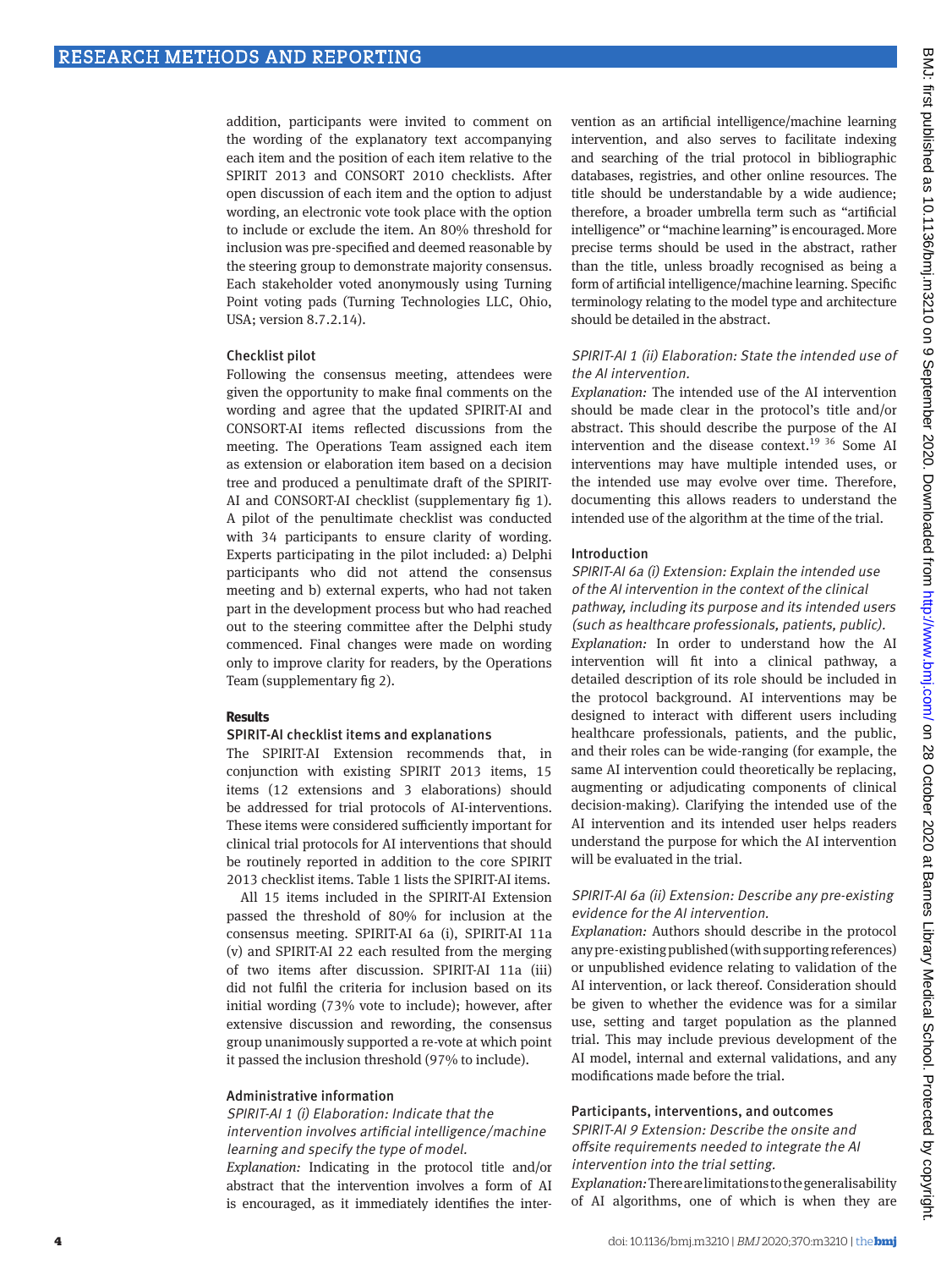addition, participants were invited to comment on the wording of the explanatory text accompanying each item and the position of each item relative to the SPIRIT 2013 and CONSORT 2010 checklists. After open discussion of each item and the option to adjust wording, an electronic vote took place with the option to include or exclude the item. An 80% threshold for inclusion was pre-specified and deemed reasonable by the steering group to demonstrate majority consensus. Each stakeholder voted anonymously using Turning Point voting pads (Turning Technologies LLC, Ohio, USA; version 8.7.2.14).

### Checklist pilot

Following the consensus meeting, attendees were given the opportunity to make final comments on the wording and agree that the updated SPIRIT-AI and CONSORT-AI items reflected discussions from the meeting. The Operations Team assigned each item as extension or elaboration item based on a decision tree and produced a penultimate draft of the SPIRIT-AI and CONSORT-AI checklist (supplementary fig 1). A pilot of the penultimate checklist was conducted with 34 participants to ensure clarity of wording. Experts participating in the pilot included: a) Delphi participants who did not attend the consensus meeting and b) external experts, who had not taken part in the development process but who had reached out to the steering committee after the Delphi study commenced. Final changes were made on wording only to improve clarity for readers, by the Operations Team (supplementary fig 2).

## Results

### SPIRIT-AI checklist items and explanations

The SPIRIT-AI Extension recommends that, in conjunction with existing SPIRIT 2013 items, 15 items (12 extensions and 3 elaborations) should be addressed for trial protocols of AI-interventions. These items were considered sufficiently important for clinical trial protocols for AI interventions that should be routinely reported in addition to the core SPIRIT 2013 checklist items. Table 1 lists the SPIRIT-AI items.

All 15 items included in the SPIRIT-AI Extension passed the threshold of 80% for inclusion at the consensus meeting. SPIRIT-AI 6a (i), SPIRIT-AI 11a (v) and SPIRIT-AI 22 each resulted from the merging of two items after discussion. SPIRIT-AI 11a (iii) did not fulfil the criteria for inclusion based on its initial wording (73% vote to include); however, after extensive discussion and rewording, the consensus group unanimously supported a re-vote at which point it passed the inclusion threshold (97% to include).

### Administrative information

*SPIRIT-AI 1 (i) Elaboration: Indicate that the intervention involves artificial intelligence/machine learning and specify the type of model.*

*Explanation:* Indicating in the protocol title and/or abstract that the intervention involves a form of AI is encouraged, as it immediately identifies the intervention as an artificial intelligence/machine learning intervention, and also serves to facilitate indexing and searching of the trial protocol in bibliographic databases, registries, and other online resources. The title should be understandable by a wide audience; therefore, a broader umbrella term such as "artificial intelligence" or "machine learning" is encouraged. More precise terms should be used in the abstract, rather than the title, unless broadly recognised as being a form of artificial intelligence/machine learning. Specific terminology relating to the model type and architecture should be detailed in the abstract.

*SPIRIT-AI 1 (ii) Elaboration: State the intended use of the AI intervention.*

*Explanation:* The intended use of the AI intervention should be made clear in the protocol's title and/or abstract. This should describe the purpose of the AI intervention and the disease context.[19 36] Some AI interventions may have multiple intended uses, or the intended use may evolve over time. Therefore, documenting this allows readers to understand the intended use of the algorithm at the time of the trial.

### Introduction

*SPIRIT-AI 6a (i) Extension: Explain the intended use of the AI intervention in the context of the clinical pathway, including its purpose and its intended users (such as healthcare professionals, patients, public).*

*Explanation:* In order to understand how the AI intervention will fit into a clinical pathway, a detailed description of its role should be included in the protocol background. AI interventions may be designed to interact with different users including healthcare professionals, patients, and the public, and their roles can be wide-ranging (for example, the same AI intervention could theoretically be replacing, augmenting or adjudicating components of clinical decision-making). Clarifying the intended use of the AI intervention and its intended user helps readers understand the purpose for which the AI intervention will be evaluated in the trial.

*SPIRIT-AI 6a (ii) Extension: Describe any pre-existing evidence for the AI intervention.*

*Explanation:* Authors should describe in the protocol any pre-existing published (with supporting references) or unpublished evidence relating to validation of the AI intervention, or lack thereof. Consideration should be given to whether the evidence was for a similar use, setting and target population as the planned trial. This may include previous development of the AI model, internal and external validations, and any modifications made before the trial.

### Participants, interventions, and outcomes

*SPIRIT-AI 9 Extension: Describe the onsite and offsite requirements needed to integrate the AI intervention into the trial setting.*

*Explanation:* There are limitations to the generalisability of AI algorithms, one of which is when they are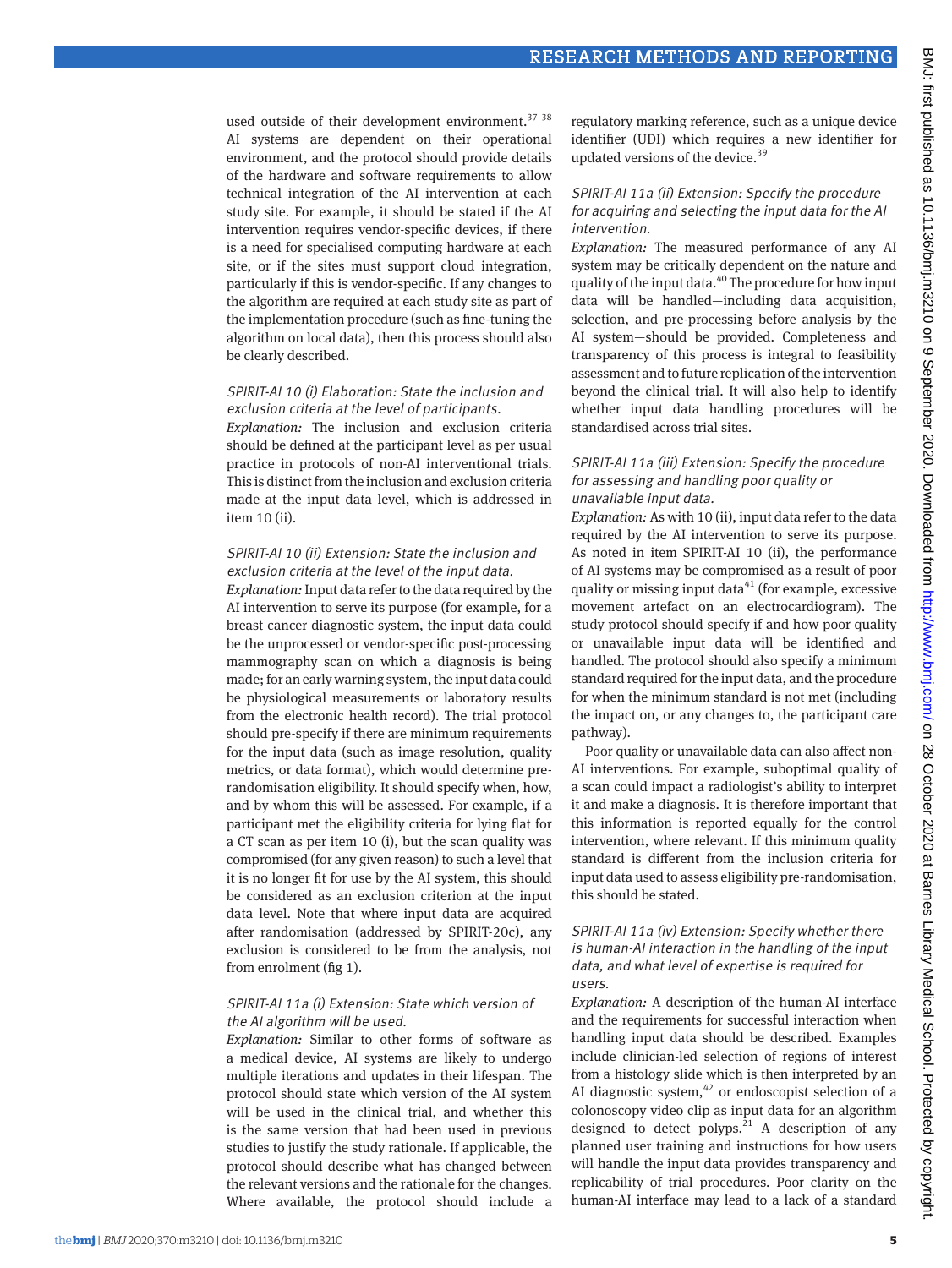used outside of their development environment.[37 38] AI systems are dependent on their operational environment, and the protocol should provide details of the hardware and software requirements to allow technical integration of the AI intervention at each study site. For example, it should be stated if the AI intervention requires vendor-specific devices, if there is a need for specialised computing hardware at each site, or if the sites must support cloud integration, particularly if this is vendor-specific. If any changes to the algorithm are required at each study site as part of the implementation procedure (such as fine-tuning the algorithm on local data), then this process should also be clearly described.

*SPIRIT-AI 10 (i) Elaboration: State the inclusion and exclusion criteria at the level of participants.*

*Explanation:* The inclusion and exclusion criteria should be defined at the participant level as per usual practice in protocols of non-AI interventional trials. This is distinct from the inclusion and exclusion criteria made at the input data level, which is addressed in item 10 (ii).

*SPIRIT-AI 10 (ii) Extension: State the inclusion and exclusion criteria at the level of the input data.*

*Explanation:* Input data refer to the data required by the AI intervention to serve its purpose (for example, for a breast cancer diagnostic system, the input data could be the unprocessed or vendor-specific post-processing mammography scan on which a diagnosis is being made; for an early warning system, the input data could be physiological measurements or laboratory results from the electronic health record). The trial protocol should pre-specify if there are minimum requirements for the input data (such as image resolution, quality metrics, or data format), which would determine pre-randomisation eligibility. It should specify when, how, and by whom this will be assessed. For example, if a participant met the eligibility criteria for lying flat for a CT scan as per item 10 (i), but the scan quality was compromised (for any given reason) to such a level that it is no longer fit for use by the AI system, this should be considered as an exclusion criterion at the input data level. Note that where input data are acquired after randomisation (addressed by SPIRIT-20c), any exclusion is considered to be from the analysis, not from enrolment (fig 1).

*SPIRIT-AI 11a (i) Extension: State which version of the AI algorithm will be used.*

*Explanation:* Similar to other forms of software as a medical device, AI systems are likely to undergo multiple iterations and updates in their lifespan. The protocol should state which version of the AI system will be used in the clinical trial, and whether this is the same version that had been used in previous studies to justify the study rationale. If applicable, the protocol should describe what has changed between the relevant versions and the rationale for the changes. Where available, the protocol should include a regulatory marking reference, such as a unique device identifier (UDI) which requires a new identifier for updated versions of the device.[39]

*SPIRIT-AI 11a (ii) Extension: Specify the procedure for acquiring and selecting the input data for the AI intervention.*

*Explanation:* The measured performance of any AI system may be critically dependent on the nature and quality of the input data.[40] The procedure for how input data will be handled—including data acquisition, selection, and pre-processing before analysis by the AI system—should be provided. Completeness and transparency of this process is integral to feasibility assessment and to future replication of the intervention beyond the clinical trial. It will also help to identify whether input data handling procedures will be standardised across trial sites.

*SPIRIT-AI 11a (iii) Extension: Specify the procedure for assessing and handling poor quality or unavailable input data.*

*Explanation:* As with 10 (ii), input data refer to the data required by the AI intervention to serve its purpose. As noted in item SPIRIT-AI 10 (ii), the performance of AI systems may be compromised as a result of poor quality or missing input data[41] (for example, excessive movement artefact on an electrocardiogram). The study protocol should specify if and how poor quality or unavailable input data will be identified and handled. The protocol should also specify a minimum standard required for the input data, and the procedure for when the minimum standard is not met (including the impact on, or any changes to, the participant care pathway).

Poor quality or unavailable data can also affect non-AI interventions. For example, suboptimal quality of a scan could impact a radiologist's ability to interpret it and make a diagnosis. It is therefore important that this information is reported equally for the control intervention, where relevant. If this minimum quality standard is different from the inclusion criteria for input data used to assess eligibility pre-randomisation, this should be stated.

*SPIRIT-AI 11a (iv) Extension: Specify whether there is human-AI interaction in the handling of the input data, and what level of expertise is required for users.*

*Explanation:* A description of the human-AI interface and the requirements for successful interaction when handling input data should be described. Examples include clinician-led selection of regions of interest from a histology slide which is then interpreted by an AI diagnostic system,[42] or endoscopist selection of a colonoscopy video clip as input data for an algorithm designed to detect polyps.[21] A description of any planned user training and instructions for how users will handle the input data provides transparency and replicability of trial procedures. Poor clarity on the human-AI interface may lead to a lack of a standard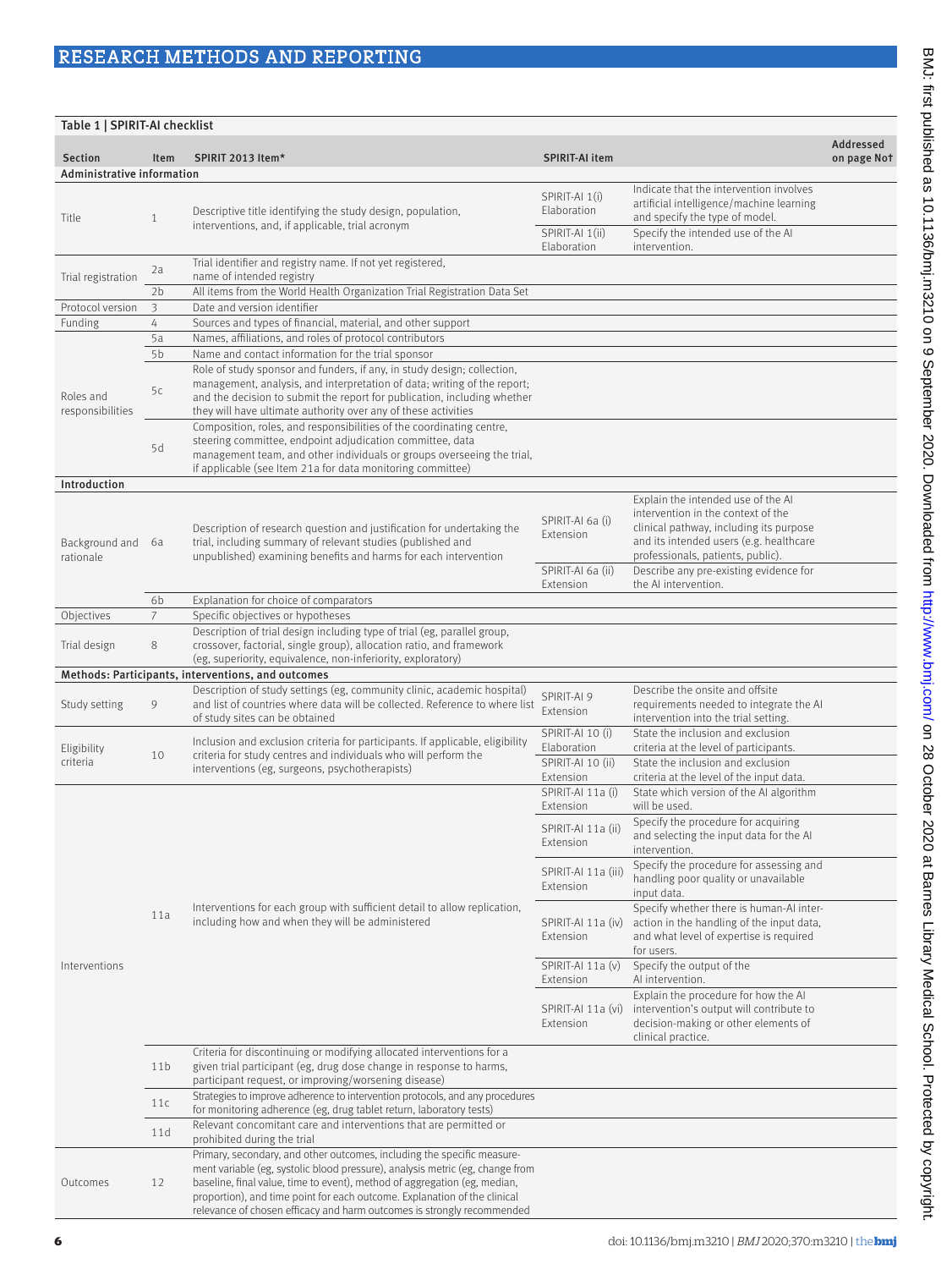Table 1 | SPIRIT-AI checklist

| Section | Item | SPIRIT 2013 Item* | SPIRIT-AI item | | Addressed on page No† |
|---|---|---|---|---|---|
| **Administrative information** | | | | | |
| Title | 1 | Descriptive title identifying the study design, population, interventions, and, if applicable, trial acronym | SPIRIT-AI 1(i) Elaboration | Indicate that the intervention involves artificial intelligence/machine learning and specify the type of model. | |
| | | | SPIRIT-AI 1(ii) Elaboration | Specify the intended use of the AI intervention. | |
| Trial registration | 2a | Trial identifier and registry name. If not yet registered, name of intended registry | | | |
| | 2b | All items from the World Health Organization Trial Registration Data Set | | | |
| Protocol version | 3 | Date and version identifier | | | |
| Funding | 4 | Sources and types of financial, material, and other support | | | |
| Roles and responsibilities | 5a | Names, affiliations, and roles of protocol contributors | | | |
| | 5b | Name and contact information for the trial sponsor | | | |
| | 5c | Role of study sponsor and funders, if any, in study design; collection, management, analysis, and interpretation of data; writing of the report; and the decision to submit the report for publication, including whether they will have ultimate authority over any of these activities | | | |
| | 5d | Composition, roles, and responsibilities of the coordinating centre, steering committee, endpoint adjudication committee, data management team, and other individuals or groups overseeing the trial, if applicable (see Item 21a for data monitoring committee) | | | |
| **Introduction** | | | | | |
| Background and rationale | 6a | Description of research question and justification for undertaking the trial, including summary of relevant studies (published and unpublished) examining benefits and harms for each intervention | SPIRIT-AI 6a (i) Extension | Explain the intended use of the AI intervention in the context of the clinical pathway, including its purpose and its intended users (e.g. healthcare professionals, patients, public). | |
| | | | SPIRIT-AI 6a (ii) Extension | Describe any pre-existing evidence for the AI intervention. | |
| | 6b | Explanation for choice of comparators | | | |
| Objectives | 7 | Specific objectives or hypotheses | | | |
| Trial design | 8 | Description of trial design including type of trial (eg, parallel group, crossover, factorial, single group), allocation ratio, and framework (eg, superiority, equivalence, non-inferiority, exploratory) | | | |
| **Methods: Participants, interventions, and outcomes** | | | | | |
| Study setting | 9 | Description of study settings (eg, community clinic, academic hospital) and list of countries where data will be collected. Reference to where list of study sites can be obtained | SPIRIT-AI 9 Extension | Describe the onsite and offsite requirements needed to integrate the AI intervention into the trial setting. | |
| Eligibility criteria | 10 | Inclusion and exclusion criteria for participants. If applicable, eligibility criteria for study centres and individuals who will perform the interventions (eg, surgeons, psychotherapists) | SPIRIT-AI 10 (i) Elaboration | State the inclusion and exclusion criteria at the level of participants. | |
| | | | SPIRIT-AI 10 (ii) Extension | State the inclusion and exclusion criteria at the level of the input data. | |
| Interventions | 11a | Interventions for each group with sufficient detail to allow replication, including how and when they will be administered | SPIRIT-AI 11a (i) Extension | State which version of the AI algorithm will be used. | |
| | | | SPIRIT-AI 11a (ii) Extension | Specify the procedure for acquiring and selecting the input data for the AI intervention. | |
| | | | SPIRIT-AI 11a (iii) Extension | Specify the procedure for assessing and handling poor quality or unavailable input data. | |
| | | | SPIRIT-AI 11a (iv) Extension | Specify whether there is human-AI interaction in the handling of the input data, and what level of expertise is required for users. | |
| | | | SPIRIT-AI 11a (v) Extension | Specify the output of the AI intervention. | |
| | | | SPIRIT-AI 11a (vi) Extension | Explain the procedure for how the AI intervention's output will contribute to decision-making or other elements of clinical practice. | |
| | 11b | Criteria for discontinuing or modifying allocated interventions for a given trial participant (eg, drug dose change in response to harms, participant request, or improving/worsening disease) | | | |
| | 11c | Strategies to improve adherence to intervention protocols, and any procedures for monitoring adherence (eg, drug tablet return, laboratory tests) | | | |
| | 11d | Relevant concomitant care and interventions that are permitted or prohibited during the trial | | | |
| Outcomes | 12 | Primary, secondary, and other outcomes, including the specific measurement variable (eg, systolic blood pressure), analysis metric (eg, change from baseline, final value, time to event), method of aggregation (eg, median, proportion), and time point for each outcome. Explanation of the clinical relevance of chosen efficacy and harm outcomes is strongly recommended | | | |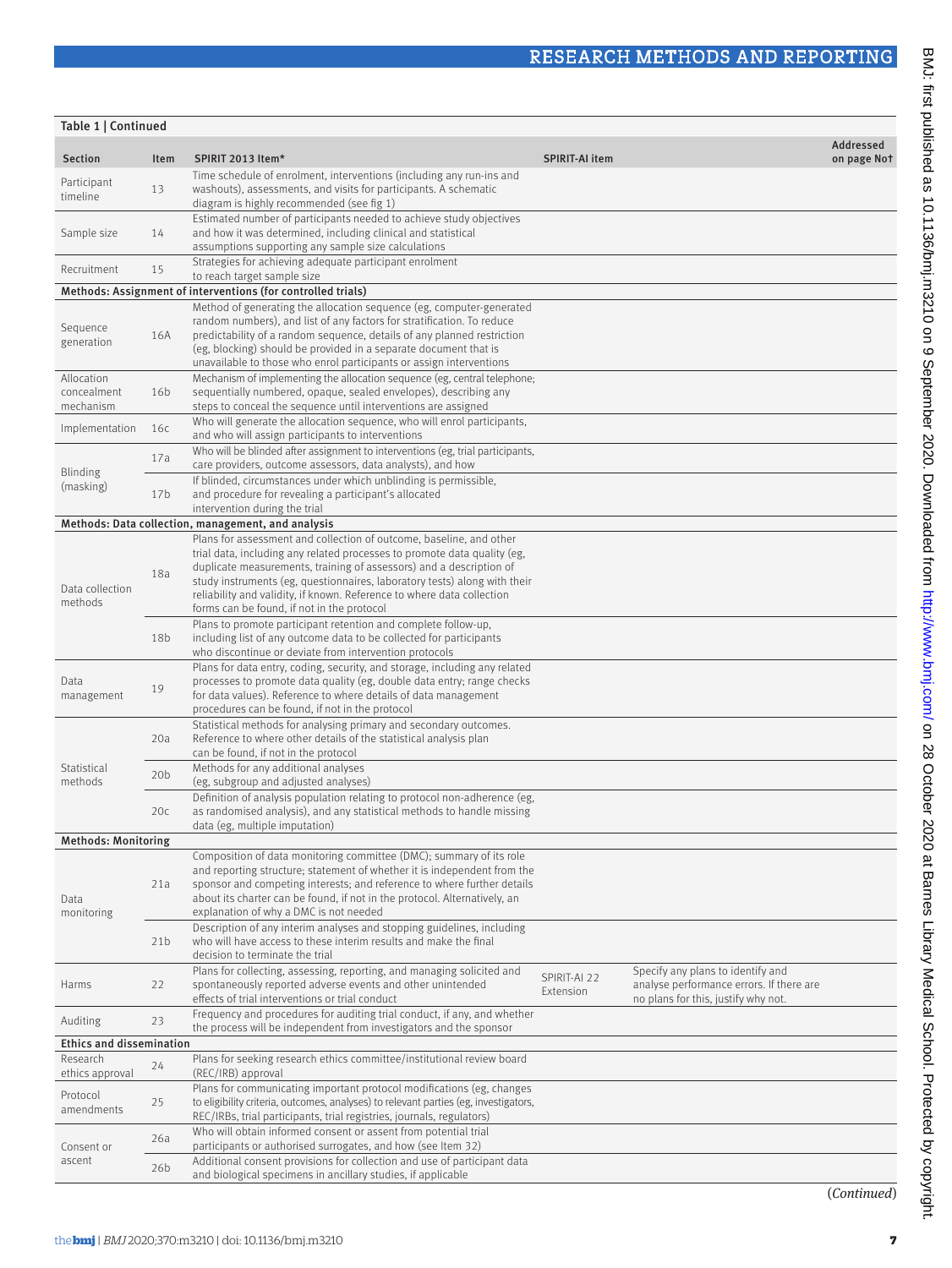**Table 1 | Continued**

| Section | Item | SPIRIT 2013 Item* | SPIRIT-AI item | | Addressed on page No† |
|---|---|---|---|---|---|
| Participant timeline | 13 | Time schedule of enrolment, interventions (including any run-ins and washouts), assessments, and visits for participants. A schematic diagram is highly recommended (see fig 1) | | | |
| Sample size | 14 | Estimated number of participants needed to achieve study objectives and how it was determined, including clinical and statistical assumptions supporting any sample size calculations | | | |
| Recruitment | 15 | Strategies for achieving adequate participant enrolment to reach target sample size | | | |
| **Methods: Assignment of interventions (for controlled trials)** | | | | | |
| Sequence generation | 16A | Method of generating the allocation sequence (eg, computer-generated random numbers), and list of any factors for stratification. To reduce predictability of a random sequence, details of any planned restriction (eg, blocking) should be provided in a separate document that is unavailable to those who enrol participants or assign interventions | | | |
| Allocation concealment mechanism | 16b | Mechanism of implementing the allocation sequence (eg, central telephone; sequentially numbered, opaque, sealed envelopes), describing any steps to conceal the sequence until interventions are assigned | | | |
| Implementation | 16c | Who will generate the allocation sequence, who will enrol participants, and who will assign participants to interventions | | | |
| Blinding (masking) | 17a | Who will be blinded after assignment to interventions (eg, trial participants, care providers, outcome assessors, data analysts), and how | | | |
| | 17b | If blinded, circumstances under which unblinding is permissible, and procedure for revealing a participant's allocated intervention during the trial | | | |
| **Methods: Data collection, management, and analysis** | | | | | |
| Data collection methods | 18a | Plans for assessment and collection of outcome, baseline, and other trial data, including any related processes to promote data quality (eg, duplicate measurements, training of assessors) and a description of study instruments (eg, questionnaires, laboratory tests) along with their reliability and validity, if known. Reference to where data collection forms can be found, if not in the protocol | | | |
| | 18b | Plans to promote participant retention and complete follow-up, including list of any outcome data to be collected for participants who discontinue or deviate from intervention protocols | | | |
| Data management | 19 | Plans for data entry, coding, security, and storage, including any related processes to promote data quality (eg, double data entry; range checks for data values). Reference to where details of data management procedures can be found, if not in the protocol | | | |
| Statistical methods | 20a | Statistical methods for analysing primary and secondary outcomes. Reference to where other details of the statistical analysis plan can be found, if not in the protocol | | | |
| | 20b | Methods for any additional analyses (eg, subgroup and adjusted analyses) | | | |
| | 20c | Definition of analysis population relating to protocol non-adherence (eg, as randomised analysis), and any statistical methods to handle missing data (eg, multiple imputation) | | | |
| **Methods: Monitoring** | | | | | |
| Data monitoring | 21a | Composition of data monitoring committee (DMC); summary of its role and reporting structure; statement of whether it is independent from the sponsor and competing interests; and reference to where further details about its charter can be found, if not in the protocol. Alternatively, an explanation of why a DMC is not needed | | | |
| | 21b | Description of any interim analyses and stopping guidelines, including who will have access to these interim results and make the final decision to terminate the trial | | | |
| Harms | 22 | Plans for collecting, assessing, reporting, and managing solicited and spontaneously reported adverse events and other unintended effects of trial interventions or trial conduct | SPIRIT-AI 22 Extension | Specify any plans to identify and analyse performance errors. If there are no plans for this, justify why not. | |
| Auditing | 23 | Frequency and procedures for auditing trial conduct, if any, and whether the process will be independent from investigators and the sponsor | | | |
| **Ethics and dissemination** | | | | | |
| Research ethics approval | 24 | Plans for seeking research ethics committee/institutional review board (REC/IRB) approval | | | |
| Protocol amendments | 25 | Plans for communicating important protocol modifications (eg, changes to eligibility criteria, outcomes, analyses) to relevant parties (eg, investigators, REC/IRBs, trial participants, trial registries, journals, regulators) | | | |
| Consent or ascent | 26a | Who will obtain informed consent or assent from potential trial participants or authorised surrogates, and how (see Item 32) | | | |
| | 26b | Additional consent provisions for collection and use of participant data and biological specimens in ancillary studies, if applicable | | | |

(*Continued*)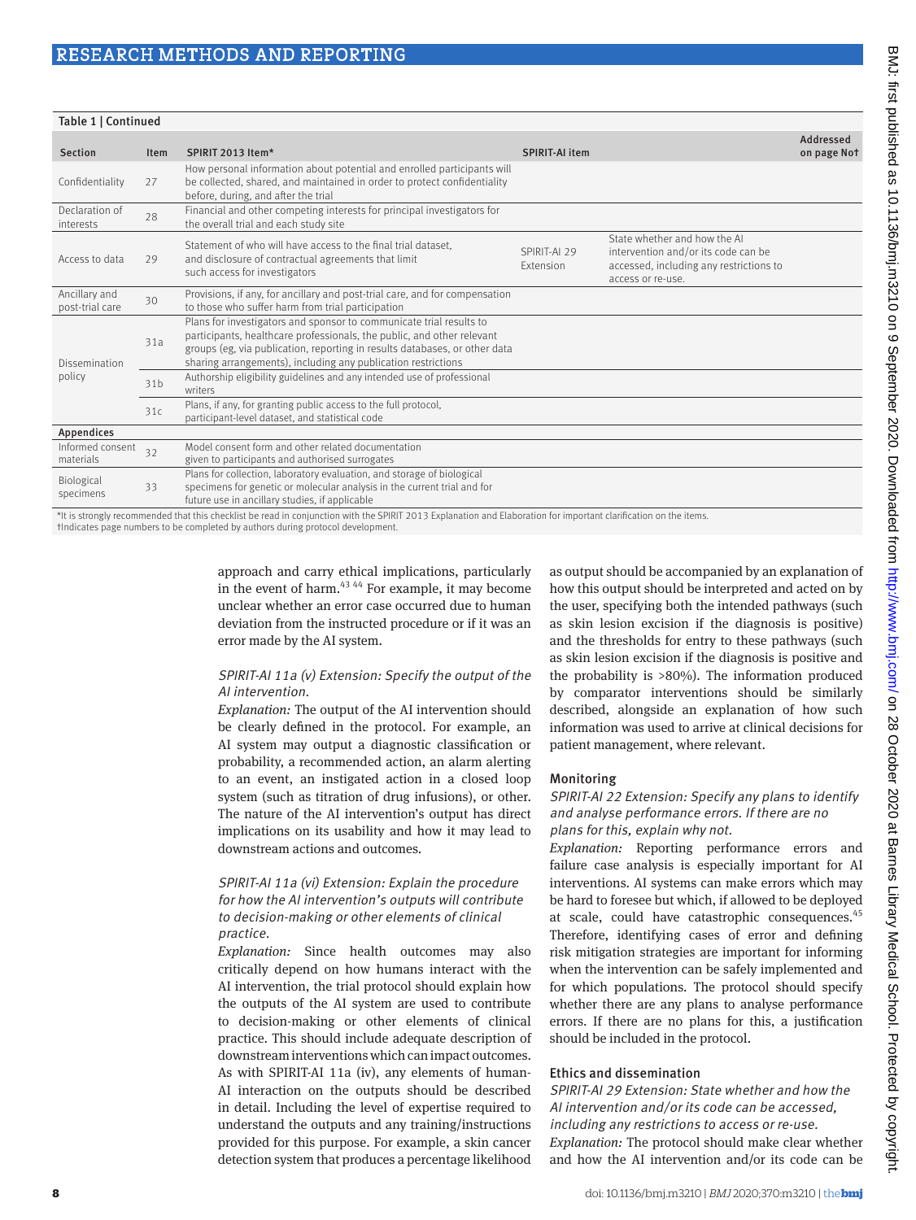**Table 1 | Continued**

| Section | Item | SPIRIT 2013 Item* | SPIRIT-AI item | | Addressed on page No† |
|---|---|---|---|---|---|
| Confidentiality | 27 | How personal information about potential and enrolled participants will be collected, shared, and maintained in order to protect confidentiality before, during, and after the trial | | | |
| Declaration of interests | 28 | Financial and other competing interests for principal investigators for the overall trial and each study site | | | |
| Access to data | 29 | Statement of who will have access to the final trial dataset, and disclosure of contractual agreements that limit such access for investigators | SPIRIT-AI 29 Extension | State whether and how the AI intervention and/or its code can be accessed, including any restrictions to access or re-use. | |
| Ancillary and post-trial care | 30 | Provisions, if any, for ancillary and post-trial care, and for compensation to those who suffer harm from trial participation | | | |
| Dissemination policy | 31a | Plans for investigators and sponsor to communicate trial results to participants, healthcare professionals, the public, and other relevant groups (eg, via publication, reporting in results databases, or other data sharing arrangements), including any publication restrictions | | | |
| | 31b | Authorship eligibility guidelines and any intended use of professional writers | | | |
| | 31c | Plans, if any, for granting public access to the full protocol, participant-level dataset, and statistical code | | | |
| **Appendices** | | | | | |
| Informed consent materials | 32 | Model consent form and other related documentation given to participants and authorised surrogates | | | |
| Biological specimens | 33 | Plans for collection, laboratory evaluation, and storage of biological specimens for genetic or molecular analysis in the current trial and for future use in ancillary studies, if applicable | | | |

*It is strongly recommended that this checklist be read in conjunction with the SPIRIT 2013 Explanation and Elaboration for important clarification on the items.
†Indicates page numbers to be completed by authors during protocol development.

approach and carry ethical implications, particularly in the event of harm.[43 44] For example, it may become unclear whether an error case occurred due to human deviation from the instructed procedure or if it was an error made by the AI system.

*SPIRIT-AI 11a (v) Extension: Specify the output of the AI intervention.*

*Explanation:* The output of the AI intervention should be clearly defined in the protocol. For example, an AI system may output a diagnostic classification or probability, a recommended action, an alarm alerting to an event, an instigated action in a closed loop system (such as titration of drug infusions), or other. The nature of the AI intervention's output has direct implications on its usability and how it may lead to downstream actions and outcomes.

*SPIRIT-AI 11a (vi) Extension: Explain the procedure for how the AI intervention's outputs will contribute to decision-making or other elements of clinical practice.*

*Explanation:* Since health outcomes may also critically depend on how humans interact with the AI intervention, the trial protocol should explain how the outputs of the AI system are used to contribute to decision-making or other elements of clinical practice. This should include adequate description of downstream interventions which can impact outcomes. As with SPIRIT-AI 11a (iv), any elements of human-AI interaction on the outputs should be described in detail. Including the level of expertise required to understand the outputs and any training/instructions provided for this purpose. For example, a skin cancer detection system that produces a percentage likelihood as output should be accompanied by an explanation of how this output should be interpreted and acted on by the user, specifying both the intended pathways (such as skin lesion excision if the diagnosis is positive) and the thresholds for entry to these pathways (such as skin lesion excision if the diagnosis is positive and the probability is >80%). The information produced by comparator interventions should be similarly described, alongside an explanation of how such information was used to arrive at clinical decisions for patient management, where relevant.

### Monitoring

*SPIRIT-AI 22 Extension: Specify any plans to identify and analyse performance errors. If there are no plans for this, explain why not.*

*Explanation:* Reporting performance errors and failure case analysis is especially important for AI interventions. AI systems can make errors which may be hard to foresee but which, if allowed to be deployed at scale, could have catastrophic consequences.[45] Therefore, identifying cases of error and defining risk mitigation strategies are important for informing when the intervention can be safely implemented and for which populations. The protocol should specify whether there are any plans to analyse performance errors. If there are no plans for this, a justification should be included in the protocol.

### Ethics and dissemination

*SPIRIT-AI 29 Extension: State whether and how the AI intervention and/or its code can be accessed, including any restrictions to access or re-use.*

*Explanation:* The protocol should make clear whether and how the AI intervention and/or its code can be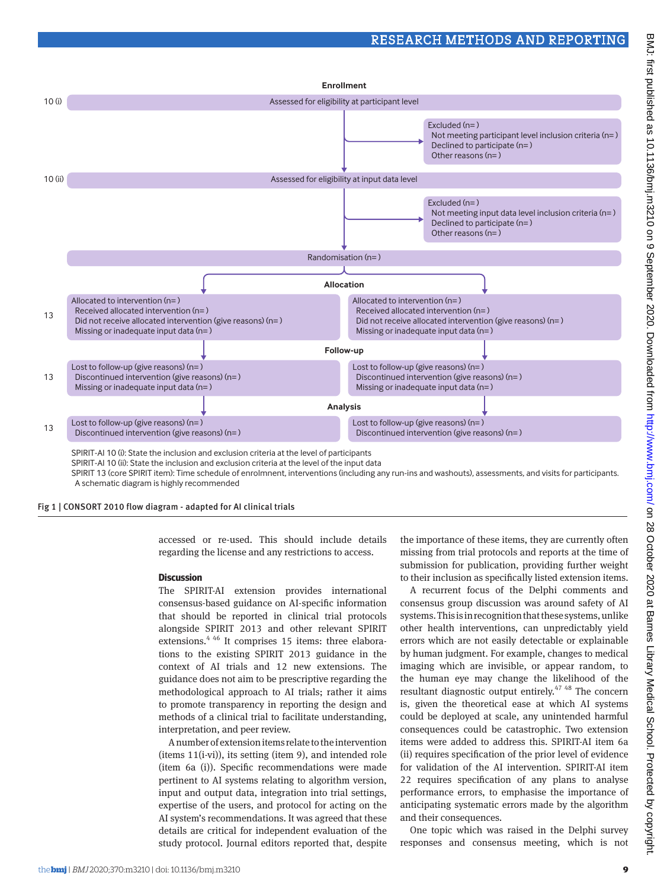**Enrollment**

10 (i) — Assessed for eligibility at participant level

→ Excluded (n= )
- Not meeting participant level inclusion criteria (n= )
- Declined to participate (n= )
- Other reasons (n= )

10 (ii) — Assessed for eligibility at input data level

→ Excluded (n= )
- Not meeting input data level inclusion criteria (n= )
- Declined to participate (n= )
- Other reasons (n= )

Randomisation (n= )

**Allocation**

| | | |
|---|---|---|
| 13 | Allocated to intervention (n= )<br>Received allocated intervention (n= )<br>Did not receive allocated intervention (give reasons) (n= )<br>Missing or inadequate input data (n= ) | Allocated to intervention (n= )<br>Received allocated intervention (n= )<br>Did not receive allocated intervention (give reasons) (n= )<br>Missing or inadequate input data (n= ) |

**Follow-up**

| | | |
|---|---|---|
| 13 | Lost to follow-up (give reasons) (n= )<br>Discontinued intervention (give reasons) (n= )<br>Missing or inadequate input data (n= ) | Lost to follow-up (give reasons) (n= )<br>Discontinued intervention (give reasons) (n= )<br>Missing or inadequate input data (n= ) |

**Analysis**

| | | |
|---|---|---|
| 13 | Lost to follow-up (give reasons) (n= )<br>Discontinued intervention (give reasons) (n= ) | Lost to follow-up (give reasons) (n= )<br>Discontinued intervention (give reasons) (n= ) |

SPIRIT-AI 10 (i): State the inclusion and exclusion criteria at the level of participants
SPIRIT-AI 10 (ii): State the inclusion and exclusion criteria at the level of the input data
SPIRIT 13 (core SPIRIT item): Time schedule of enrolmnent, interventions (including any run-ins and washouts), assessments, and visits for participants. A schematic diagram is highly recommended

Fig 1 | CONSORT 2010 flow diagram - adapted for AI clinical trials

accessed or re-used. This should include details regarding the license and any restrictions to access.

## Discussion

The SPIRIT-AI extension provides international consensus-based guidance on AI-specific information that should be reported in clinical trial protocols alongside SPIRIT 2013 and other relevant SPIRIT extensions.[4,46] It comprises 15 items: three elaborations to the existing SPIRIT 2013 guidance in the context of AI trials and 12 new extensions. The guidance does not aim to be prescriptive regarding the methodological approach to AI trials; rather it aims to promote transparency in reporting the design and methods of a clinical trial to facilitate understanding, interpretation, and peer review.

A number of extension items relate to the intervention (items 11(i-vi)), its setting (item 9), and intended role (item 6a (i)). Specific recommendations were made pertinent to AI systems relating to algorithm version, input and output data, integration into trial settings, expertise of the users, and protocol for acting on the AI system's recommendations. It was agreed that these details are critical for independent evaluation of the study protocol. Journal editors reported that, despite the importance of these items, they are currently often missing from trial protocols and reports at the time of submission for publication, providing further weight to their inclusion as specifically listed extension items.

A recurrent focus of the Delphi comments and consensus group discussion was around safety of AI systems. This is in recognition that these systems, unlike other health interventions, can unpredictably yield errors which are not easily detectable or explainable by human judgment. For example, changes to medical imaging which are invisible, or appear random, to the human eye may change the likelihood of the resultant diagnostic output entirely.[47,48] The concern is, given the theoretical ease at which AI systems could be deployed at scale, any unintended harmful consequences could be catastrophic. Two extension items were added to address this. SPIRIT-AI item 6a (ii) requires specification of the prior level of evidence for validation of the AI intervention. SPIRIT-AI item 22 requires specification of any plans to analyse performance errors, to emphasise the importance of anticipating systematic errors made by the algorithm and their consequences.

One topic which was raised in the Delphi survey responses and consensus meeting, which is not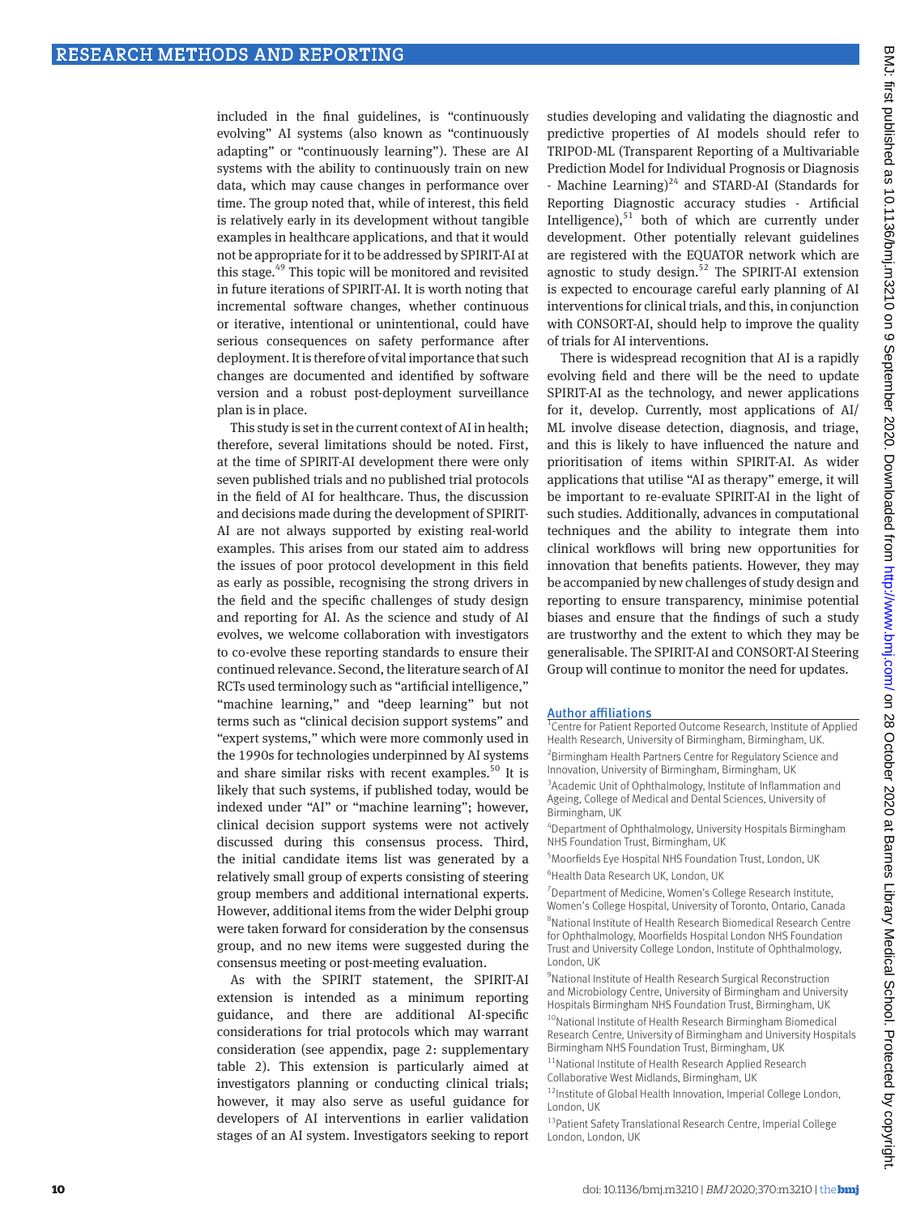included in the final guidelines, is "continuously evolving" AI systems (also known as "continuously adapting" or "continuously learning"). These are AI systems with the ability to continuously train on new data, which may cause changes in performance over time. The group noted that, while of interest, this field is relatively early in its development without tangible examples in healthcare applications, and that it would not be appropriate for it to be addressed by SPIRIT-AI at this stage.[49] This topic will be monitored and revisited in future iterations of SPIRIT-AI. It is worth noting that incremental software changes, whether continuous or iterative, intentional or unintentional, could have serious consequences on safety performance after deployment. It is therefore of vital importance that such changes are documented and identified by software version and a robust post-deployment surveillance plan is in place.

This study is set in the current context of AI in health; therefore, several limitations should be noted. First, at the time of SPIRIT-AI development there were only seven published trials and no published trial protocols in the field of AI for healthcare. Thus, the discussion and decisions made during the development of SPIRIT-AI are not always supported by existing real-world examples. This arises from our stated aim to address the issues of poor protocol development in this field as early as possible, recognising the strong drivers in the field and the specific challenges of study design and reporting for AI. As the science and study of AI evolves, we welcome collaboration with investigators to co-evolve these reporting standards to ensure their continued relevance. Second, the literature search of AI RCTs used terminology such as "artificial intelligence," "machine learning," and "deep learning" but not terms such as "clinical decision support systems" and "expert systems," which were more commonly used in the 1990s for technologies underpinned by AI systems and share similar risks with recent examples.[50] It is likely that such systems, if published today, would be indexed under "AI" or "machine learning"; however, clinical decision support systems were not actively discussed during this consensus process. Third, the initial candidate items list was generated by a relatively small group of experts consisting of steering group members and additional international experts. However, additional items from the wider Delphi group were taken forward for consideration by the consensus group, and no new items were suggested during the consensus meeting or post-meeting evaluation.

As with the SPIRIT statement, the SPIRIT-AI extension is intended as a minimum reporting guidance, and there are additional AI-specific considerations for trial protocols which may warrant consideration (see appendix, page 2: supplementary table 2). This extension is particularly aimed at investigators planning or conducting clinical trials; however, it may also serve as useful guidance for developers of AI interventions in earlier validation stages of an AI system. Investigators seeking to report studies developing and validating the diagnostic and predictive properties of AI models should refer to TRIPOD-ML (Transparent Reporting of a Multivariable Prediction Model for Individual Prognosis or Diagnosis - Machine Learning)[24] and STARD-AI (Standards for Reporting Diagnostic accuracy studies - Artificial Intelligence),[51] both of which are currently under development. Other potentially relevant guidelines are registered with the EQUATOR network which are agnostic to study design.[52] The SPIRIT-AI extension is expected to encourage careful early planning of AI interventions for clinical trials, and this, in conjunction with CONSORT-AI, should help to improve the quality of trials for AI interventions.

There is widespread recognition that AI is a rapidly evolving field and there will be the need to update SPIRIT-AI as the technology, and newer applications for it, develop. Currently, most applications of AI/ML involve disease detection, diagnosis, and triage, and this is likely to have influenced the nature and prioritisation of items within SPIRIT-AI. As wider applications that utilise "AI as therapy" emerge, it will be important to re-evaluate SPIRIT-AI in the light of such studies. Additionally, advances in computational techniques and the ability to integrate them into clinical workflows will bring new opportunities for innovation that benefits patients. However, they may be accompanied by new challenges of study design and reporting to ensure transparency, minimise potential biases and ensure that the findings of such a study are trustworthy and the extent to which they may be generalisable. The SPIRIT-AI and CONSORT-AI Steering Group will continue to monitor the need for updates.

## Author affiliations

[1]Centre for Patient Reported Outcome Research, Institute of Applied Health Research, University of Birmingham, Birmingham, UK.

[2]Birmingham Health Partners Centre for Regulatory Science and Innovation, University of Birmingham, Birmingham, UK

[3]Academic Unit of Ophthalmology, Institute of Inflammation and Ageing, College of Medical and Dental Sciences, University of Birmingham, UK

[4]Department of Ophthalmology, University Hospitals Birmingham NHS Foundation Trust, Birmingham, UK

[5]Moorfields Eye Hospital NHS Foundation Trust, London, UK

[6]Health Data Research UK, London, UK

[7]Department of Medicine, Women's College Research Institute, Women's College Hospital, University of Toronto, Ontario, Canada

[8]National Institute of Health Research Biomedical Research Centre for Ophthalmology, Moorfields Hospital London NHS Foundation Trust and University College London, Institute of Ophthalmology, London, UK

[9]National Institute of Health Research Surgical Reconstruction and Microbiology Centre, University of Birmingham and University Hospitals Birmingham NHS Foundation Trust, Birmingham, UK

[10]National Institute of Health Research Birmingham Biomedical Research Centre, University of Birmingham and University Hospitals Birmingham NHS Foundation Trust, Birmingham, UK

[11]National Institute of Health Research Applied Research Collaborative West Midlands, Birmingham, UK

[12]Institute of Global Health Innovation, Imperial College London, London, UK

[13]Patient Safety Translational Research Centre, Imperial College London, London, UK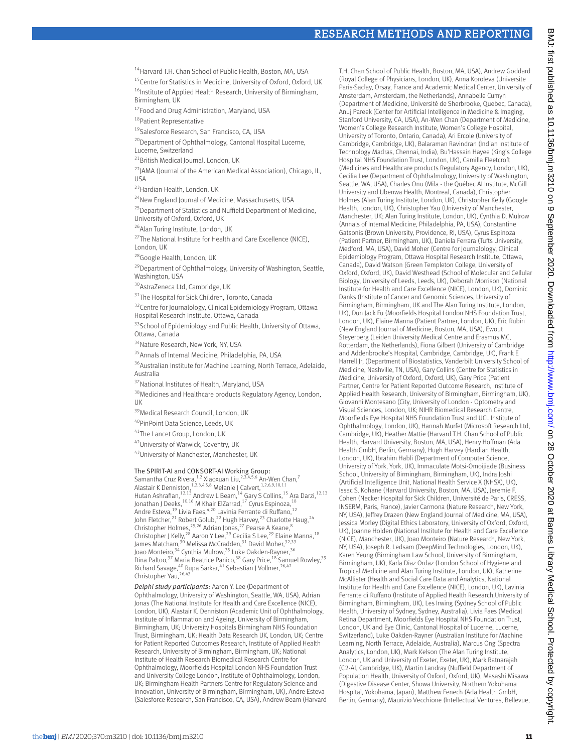[14]Harvard T.H. Chan School of Public Health, Boston, MA, USA

[15]Centre for Statistics in Medicine, University of Oxford, Oxford, UK

[16]Institute of Applied Health Research, University of Birmingham, Birmingham, UK

[17]Food and Drug Administration, Maryland, USA

[18]Patient Representative

[19]Salesforce Research, San Francisco, CA, USA

[20]Department of Ophthalmology, Cantonal Hospital Lucerne, Lucerne, Switzerland

[21]British Medical Journal, London, UK

[22]JAMA (Journal of the American Medical Association), Chicago, IL, USA

[23]Hardian Health, London, UK

[24]New England Journal of Medicine, Massachusetts, USA

[25]Department of Statistics and Nuffield Department of Medicine, University of Oxford, Oxford, UK

[26]Alan Turing Institute, London, UK

[27]The National Institute for Health and Care Excellence (NICE), London, UK

[28]Google Health, London, UK

[29]Department of Ophthalmology, University of Washington, Seattle, Washington, USA

[30]AstraZeneca Ltd, Cambridge, UK

[31]The Hospital for Sick Children, Toronto, Canada

[32]Centre for Journalology, Clinical Epidemiology Program, Ottawa Hospital Research Institute, Ottawa, Canada

[33]School of Epidemiology and Public Health, University of Ottawa, Ottawa, Canada

[34]Nature Research, New York, NY, USA

[35]Annals of Internal Medicine, Philadelphia, PA, USA

[36]Australian Institute for Machine Learning, North Terrace, Adelaide, Australia

[37]National Institutes of Health, Maryland, USA

[38]Medicines and Healthcare products Regulatory Agency, London, UK

[39]Medical Research Council, London, UK

[40]PinPoint Data Science, Leeds, UK

[41]The Lancet Group, London, UK

[42]University of Warwick, Coventry, UK

[43]University of Manchester, Manchester, UK

The SPIRIT-AI and CONSORT-AI Working Group:
Samantha Cruz Rivera,[1,2] Xiaoxuan Liu,[2,3,4,5,6] An-Wen Chan,[7] Alastair K Denniston,[1,2,3,4,5,8] Melanie J Calvert,[1,2,6,9,10,11] Hutan Ashrafian,[12,13] Andrew L Beam,[14] Gary S Collins,[15] Ara Darzi,[12,13] Jonathan J Deeks,[10,16] M Khair ElZarrad,[17] Cyrus Espinoza,[18] Andre Esteva,[19] Livia Faes,[4,20] Lavinia Ferrante di Ruffano,[12] John Fletcher,[21] Robert Golub,[22] Hugh Harvey,[23] Charlotte Haug,[24] Christopher Holmes,[25,26] Adrian Jonas,[27] Pearse A Keane,[8] Christopher J Kelly,[28] Aaron Y Lee,[29] Cecilia S Lee,[29] Elaine Manna,[18] James Matcham,[30] Melissa McCradden,[31] David Moher,[32,33] Joao Monteiro,[34] Cynthia Mulrow,[35] Luke Oakden-Rayner,[36] Dina Paltoo,[37] Maria Beatrice Panico,[38] Gary Price,[18] Samuel Rowley,[39] Richard Savage,[40] Rupa Sarkar,[41] Sebastian J Vollmer,[26,42] Christopher Yau,[26,43]

*Delphi study participants:* Aaron Y. Lee (Department of Ophthalmology, University of Washington, Seattle, WA, USA), Adrian Jonas (The National Institute for Health and Care Excellence (NICE), London, UK), Alastair K. Denniston (Academic Unit of Ophthalmology, Institute of Inflammation and Ageing, University of Birmingham, Birmingham, UK; University Hospitals Birmingham NHS Foundation Trust, Birmingham, UK; Health Data Research UK, London, UK; Centre for Patient Reported Outcomes Research, Institute of Applied Health Research, University of Birmingham, Birmingham, UK; National Institute of Health Research Biomedical Research Centre for Ophthalmology, Moorfields Hospital London NHS Foundation Trust and University College London, Institute of Ophthalmology, London, UK; Birmingham Health Partners Centre for Regulatory Science and Innovation, University of Birmingham, Birmingham, UK), Andre Esteva (Salesforce Research, San Francisco, CA, USA), Andrew Beam (Harvard T.H. Chan School of Public Health, Boston, MA, USA), Andrew Goddard (Royal College of Physicians, London, UK), Anna Koroleva (Universite Paris-Saclay, Orsay, France and Academic Medical Center, University of Amsterdam, Amsterdam, the Netherlands), Annabelle Cumyn (Department of Medicine, Université de Sherbrooke, Quebec, Canada), Anuj Pareek (Center for Artificial Intelligence in Medicine & Imaging, Stanford University, CA, USA), An-Wen Chan (Department of Medicine, Women's College Research Institute, Women's College Hospital, University of Toronto, Ontario, Canada), Ari Ercole (University of Cambridge, Cambridge, UK), Balaraman Ravindran (Indian Institute of Technology Madras, Chennai, India), Bu'Hassain Hayee (King's College Hospital NHS Foundation Trust, London, UK), Camilla Fleetcroft (Medicines and Healthcare products Regulatory Agency, London, UK), Cecilia Lee (Department of Ophthalmology, University of Washington, Seattle, WA, USA), Charles Onu (Mila - the Québec AI Institute, McGill University and Ubenwa Health, Montreal, Canada), Christopher Holmes (Alan Turing Institute, London, UK), Christopher Kelly (Google Health, London, UK), Christopher Yau (University of Manchester, Manchester, UK; Alan Turing Institute, London, UK), Cynthia D. Mulrow (Annals of Internal Medicine, Philadelphia, PA, USA), Constantine Gatsonis (Brown University, Providence, RI, USA), Cyrus Espinoza (Patient Partner, Birmingham, UK), Daniela Ferrara (Tufts University, Medford, MA, USA), David Moher (Centre for Journalology, Clinical Epidemiology Program, Ottawa Hospital Research Institute, Ottawa, Canada), David Watson (Green Templeton College, University of Oxford, Oxford, UK), David Westhead (School of Molecular and Cellular Biology, University of Leeds, Leeds, UK), Deborah Morrison (National Institute for Health and Care Excellence (NICE), London, UK), Dominic Danks (Institute of Cancer and Genomic Sciences, University of Birmingham, Birmingham, UK and The Alan Turing Institute, London, UK), Dun Jack Fu (Moorfields Hospital London NHS Foundation Trust, London, UK), Elaine Manna (Patient Partner, London, UK), Eric Rubin (New England Journal of Medicine, Boston, MA, USA), Ewout Steyerberg (Leiden University Medical Centre and Erasmus MC, Rotterdam, the Netherlands), Fiona Gilbert (University of Cambridge and Addenbrooke's Hospital, Cambridge, UK), Frank E Harrell Jr, (Department of Biostatistics, Vanderbilt University School of Medicine, Nashville, TN, USA), Gary Collins (Centre for Statistics in Medicine, University of Oxford, Oxford, UK), Gary Price (Patient Partner, Centre for Patient Reported Outcome Research, Institute of Applied Health Research, University of Birmingham, Birmingham, UK), Giovanni Montesano (City, University of London - Optometry and Visual Sciences, London, UK; NIHR Biomedical Research Centre, Moorfields Eye Hospital NHS Foundation Trust and UCL Institute of Ophthalmology, London, UK), Hannah Murfet (Microsoft Research Ltd, Cambridge, UK), Heather Mattie (Harvard T.H. Chan School of Public Health, Harvard University, Boston, MA, USA), Henry Hoffman (Ada Health GmbH, Berlin, Germany), Hugh Harvey (Hardian Health, London, UK), Ibrahim Habli (Department of Computer Science, University of York, York, UK), Immaculate Motsi-Omoijiade (Business School, University of Birmingham, Birmingham, UK), Indra Joshi (Artificial Intelligence Unit, National Health Service X (NHSX), UK), Issac S. Kohane (Harvard University, Boston, MA, USA), Jeremie F. Cohen (Necker Hospital for Sick Children, Université de Paris, CRESS, INSERM, Paris, France), Javier Carmona (Nature Research, New York, NY, USA), Jeffrey Drazen (New England Journal of Medicine, MA, USA), Jessica Morley (Digital Ethics Laboratory, University of Oxford, Oxford, UK), Joanne Holden (National Institute for Health and Care Excellence (NICE), Manchester, UK), Joao Monteiro (Nature Research, New York, NY, USA), Joseph R. Ledsam (DeepMind Technologies, London, UK), Karen Yeung (Birmingham Law School, University of Birmingham, Birmingham, UK), Karla Diaz Ordaz (London School of Hygiene and Tropical Medicine and Alan Turing Institute, London, UK), Katherine McAllister (Health and Social Care Data and Analytics, National Institute for Health and Care Excellence (NICE), London, UK), Lavinia Ferrante di Ruffano (Institute of Applied Health Research,University of Birmingham, Birmingham, UK), Les Irwing (Sydney School of Public Health, University of Sydney, Sydney, Australia), Livia Faes (Medical Retina Department, Moorfields Eye Hospital NHS Foundation Trust, London, UK and Eye Clinic, Cantonal Hospital of Lucerne, Lucerne, Switzerland), Luke Oakden-Rayner (Australian Institute for Machine Learning, North Terrace, Adelaide, Australia), Marcus Ong (Spectra Analytics, London, UK), Mark Kelson (The Alan Turing Institute, London, UK and University of Exeter, Exeter, UK), Mark Ratnarajah (C2-AI, Cambridge, UK), Martin Landray (Nuffield Department of Population Health, University of Oxford, Oxford, UK), Masashi Misawa (Digestive Disease Center, Showa University, Northern Yokohama Hospital, Yokohama, Japan), Matthew Fenech (Ada Health GmbH, Berlin, Germany), Maurizio Vecchione (Intellectual Ventures, Bellevue,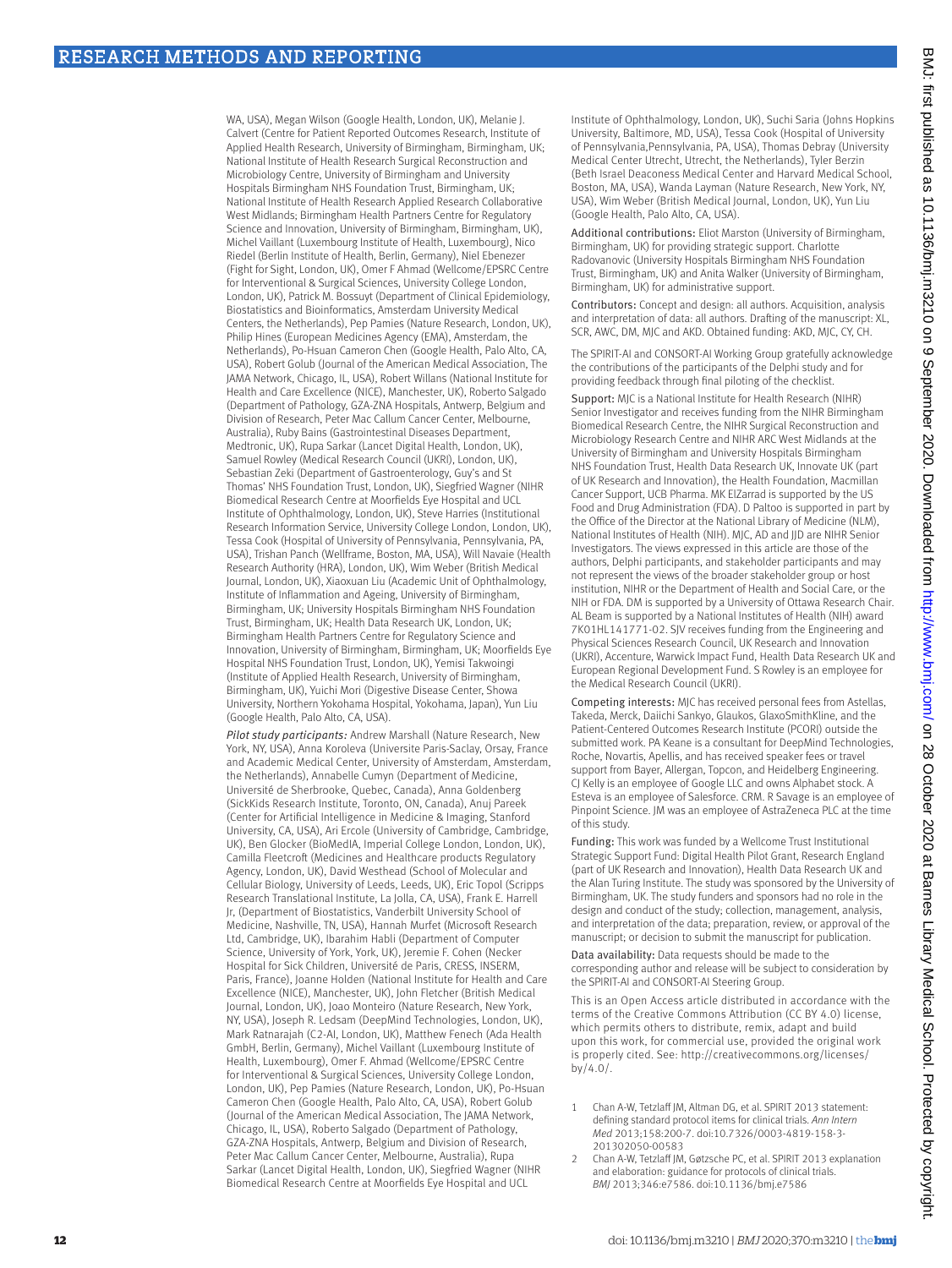WA, USA), Megan Wilson (Google Health, London, UK), Melanie J. Calvert (Centre for Patient Reported Outcomes Research, Institute of Applied Health Research, University of Birmingham, Birmingham, UK; National Institute of Health Research Surgical Reconstruction and Microbiology Centre, University of Birmingham and University Hospitals Birmingham NHS Foundation Trust, Birmingham, UK; National Institute of Health Research Applied Research Collaborative West Midlands; Birmingham Health Partners Centre for Regulatory Science and Innovation, University of Birmingham, Birmingham, UK), Michel Vaillant (Luxembourg Institute of Health, Luxembourg), Nico Riedel (Berlin Institute of Health, Berlin, Germany), Niel Ebenezer (Fight for Sight, London, UK), Omer F Ahmad (Wellcome/EPSRC Centre for Interventional & Surgical Sciences, University College London, London, UK), Patrick M. Bossuyt (Department of Clinical Epidemiology, Biostatistics and Bioinformatics, Amsterdam University Medical Centers, the Netherlands), Pep Pamies (Nature Research, London, UK), Philip Hines (European Medicines Agency (EMA), Amsterdam, the Netherlands), Po-Hsuan Cameron Chen (Google Health, Palo Alto, CA, USA), Robert Golub (Journal of the American Medical Association, The JAMA Network, Chicago, IL, USA), Robert Willans (National Institute for Health and Care Excellence (NICE), Manchester, UK), Roberto Salgado (Department of Pathology, GZA-ZNA Hospitals, Antwerp, Belgium and Division of Research, Peter Mac Callum Cancer Center, Melbourne, Australia), Ruby Bains (Gastrointestinal Diseases Department, Medtronic, UK), Rupa Sarkar (Lancet Digital Health, London, UK), Samuel Rowley (Medical Research Council (UKRI), London, UK), Sebastian Zeki (Department of Gastroenterology, Guy's and St Thomas' NHS Foundation Trust, London, UK), Siegfried Wagner (NIHR Biomedical Research Centre at Moorfields Eye Hospital and UCL Institute of Ophthalmology, London, UK), Steve Harries (Institutional Research Information Service, University College London, London, UK), Tessa Cook (Hospital of University of Pennsylvania, Pennsylvania, PA, USA), Trishan Panch (Wellframe, Boston, MA, USA), Will Navaie (Health Research Authority (HRA), London, UK), Wim Weber (British Medical Journal, London, UK), Xiaoxuan Liu (Academic Unit of Ophthalmology, Institute of Inflammation and Ageing, University of Birmingham, Birmingham, UK; University Hospitals Birmingham NHS Foundation Trust, Birmingham, UK; Health Data Research UK, London, UK; Birmingham Health Partners Centre for Regulatory Science and Innovation, University of Birmingham, Birmingham, UK; Moorfields Eye Hospital NHS Foundation Trust, London, UK), Yemisi Takwoingi (Institute of Applied Health Research, University of Birmingham, Birmingham, UK), Yuichi Mori (Digestive Disease Center, Showa University, Northern Yokohama Hospital, Yokohama, Japan), Yun Liu (Google Health, Palo Alto, CA, USA).

*Pilot study participants:* Andrew Marshall (Nature Research, New York, NY, USA), Anna Koroleva (Universite Paris-Saclay, Orsay, France and Academic Medical Center, University of Amsterdam, Amsterdam, the Netherlands), Annabelle Cumyn (Department of Medicine, Université de Sherbrooke, Quebec, Canada), Anna Goldenberg (SickKids Research Institute, Toronto, ON, Canada), Anuj Pareek (Center for Artificial Intelligence in Medicine & Imaging, Stanford University, CA, USA), Ari Ercole (University of Cambridge, Cambridge, UK), Ben Glocker (BioMedIA, Imperial College London, London, UK), Camilla Fleetcroft (Medicines and Healthcare products Regulatory Agency, London, UK), David Westhead (School of Molecular and Cellular Biology, University of Leeds, Leeds, UK), Eric Topol (Scripps Research Translational Institute, La Jolla, CA, USA), Frank E. Harrell Jr, (Department of Biostatistics, Vanderbilt University School of Medicine, Nashville, TN, USA), Hannah Murfet (Microsoft Research Ltd, Cambridge, UK), Ibarahim Habli (Department of Computer Science, University of York, York, UK), Jeremie F. Cohen (Necker Hospital for Sick Children, Université de Paris, CRESS, INSERM, Paris, France), Joanne Holden (National Institute for Health and Care Excellence (NICE), Manchester, UK), John Fletcher (British Medical Journal, London, UK), Joao Monteiro (Nature Research, New York, NY, USA), Joseph R. Ledsam (DeepMind Technologies, London, UK), Mark Ratnarajah (C2-AI, London, UK), Matthew Fenech (Ada Health GmbH, Berlin, Germany), Michel Vaillant (Luxembourg Institute of Health, Luxembourg), Omer F. Ahmad (Wellcome/EPSRC Centre for Interventional & Surgical Sciences, University College London, London, UK), Pep Pamies (Nature Research, London, UK), Po-Hsuan Cameron Chen (Google Health, Palo Alto, CA, USA), Robert Golub (Journal of the American Medical Association, The JAMA Network, Chicago, IL, USA), Roberto Salgado (Department of Pathology, GZA-ZNA Hospitals, Antwerp, Belgium and Division of Research, Peter Mac Callum Cancer Center, Melbourne, Australia), Rupa Sarkar (Lancet Digital Health, London, UK), Siegfried Wagner (NIHR Biomedical Research Centre at Moorfields Eye Hospital and UCL Institute of Ophthalmology, London, UK), Suchi Saria (Johns Hopkins University, Baltimore, MD, USA), Tessa Cook (Hospital of University of Pennsylvania,Pennsylvania, PA, USA), Thomas Debray (University Medical Center Utrecht, Utrecht, the Netherlands), Tyler Berzin (Beth Israel Deaconess Medical Center and Harvard Medical School, Boston, MA, USA), Wanda Layman (Nature Research, New York, NY, USA), Wim Weber (British Medical Journal, London, UK), Yun Liu (Google Health, Palo Alto, CA, USA).

**Additional contributions:** Eliot Marston (University of Birmingham, Birmingham, UK) for providing strategic support. Charlotte Radovanovic (University Hospitals Birmingham NHS Foundation Trust, Birmingham, UK) and Anita Walker (University of Birmingham, Birmingham, UK) for administrative support.

**Contributors:** Concept and design: all authors. Acquisition, analysis and interpretation of data: all authors. Drafting of the manuscript: XL, SCR, AWC, DM, MJC and AKD. Obtained funding: AKD, MJC, CY, CH.

The SPIRIT-AI and CONSORT-AI Working Group gratefully acknowledge the contributions of the participants of the Delphi study and for providing feedback through final piloting of the checklist.

**Support:** MJC is a National Institute for Health Research (NIHR) Senior Investigator and receives funding from the NIHR Birmingham Biomedical Research Centre, the NIHR Surgical Reconstruction and Microbiology Research Centre and NIHR ARC West Midlands at the University of Birmingham and University Hospitals Birmingham NHS Foundation Trust, Health Data Research UK, Innovate UK (part of UK Research and Innovation), the Health Foundation, Macmillan Cancer Support, UCB Pharma. MK ElZarrad is supported by the US Food and Drug Administration (FDA). D Paltoo is supported in part by the Office of the Director at the National Library of Medicine (NLM), National Institutes of Health (NIH). MJC, AD and JJD are NIHR Senior Investigators. The views expressed in this article are those of the authors, Delphi participants, and stakeholder participants and may not represent the views of the broader stakeholder group or host institution, NIHR or the Department of Health and Social Care, or the NIH or FDA. DM is supported by a University of Ottawa Research Chair. AL Beam is supported by a National Institutes of Health (NIH) award 7K01HL141771-02. SJV receives funding from the Engineering and Physical Sciences Research Council, UK Research and Innovation (UKRI), Accenture, Warwick Impact Fund, Health Data Research UK and European Regional Development Fund. S Rowley is an employee for the Medical Research Council (UKRI).

**Competing interests:** MJC has received personal fees from Astellas, Takeda, Merck, Daiichi Sankyo, Glaukos, GlaxoSmithKline, and the Patient-Centered Outcomes Research Institute (PCORI) outside the submitted work. PA Keane is a consultant for DeepMind Technologies, Roche, Novartis, Apellis, and has received speaker fees or travel support from Bayer, Allergan, Topcon, and Heidelberg Engineering. CJ Kelly is an employee of Google LLC and owns Alphabet stock. A Esteva is an employee of Salesforce. CRM. R Savage is an employee of Pinpoint Science. JM was an employee of AstraZeneca PLC at the time of this study.

**Funding:** This work was funded by a Wellcome Trust Institutional Strategic Support Fund: Digital Health Pilot Grant, Research England (part of UK Research and Innovation), Health Data Research UK and the Alan Turing Institute. The study was sponsored by the University of Birmingham, UK. The study funders and sponsors had no role in the design and conduct of the study; collection, management, analysis, and interpretation of the data; preparation, review, or approval of the manuscript; or decision to submit the manuscript for publication.

**Data availability:** Data requests should be made to the corresponding author and release will be subject to consideration by the SPIRIT-AI and CONSORT-AI Steering Group.

This is an Open Access article distributed in accordance with the terms of the Creative Commons Attribution (CC BY 4.0) license, which permits others to distribute, remix, adapt and build upon this work, for commercial use, provided the original work is properly cited. See: http://creativecommons.org/licenses/by/4.0/.

1. Chan A-W, Tetzlaff JM, Altman DG, et al. SPIRIT 2013 statement: defining standard protocol items for clinical trials. *Ann Intern Med* 2013;158:200-7. doi:10.7326/0003-4819-158-3-201302050-00583
2. Chan A-W, Tetzlaff JM, Gøtzsche PC, et al. SPIRIT 2013 explanation and elaboration: guidance for protocols of clinical trials. *BMJ* 2013;346:e7586. doi:10.1136/bmj.e7586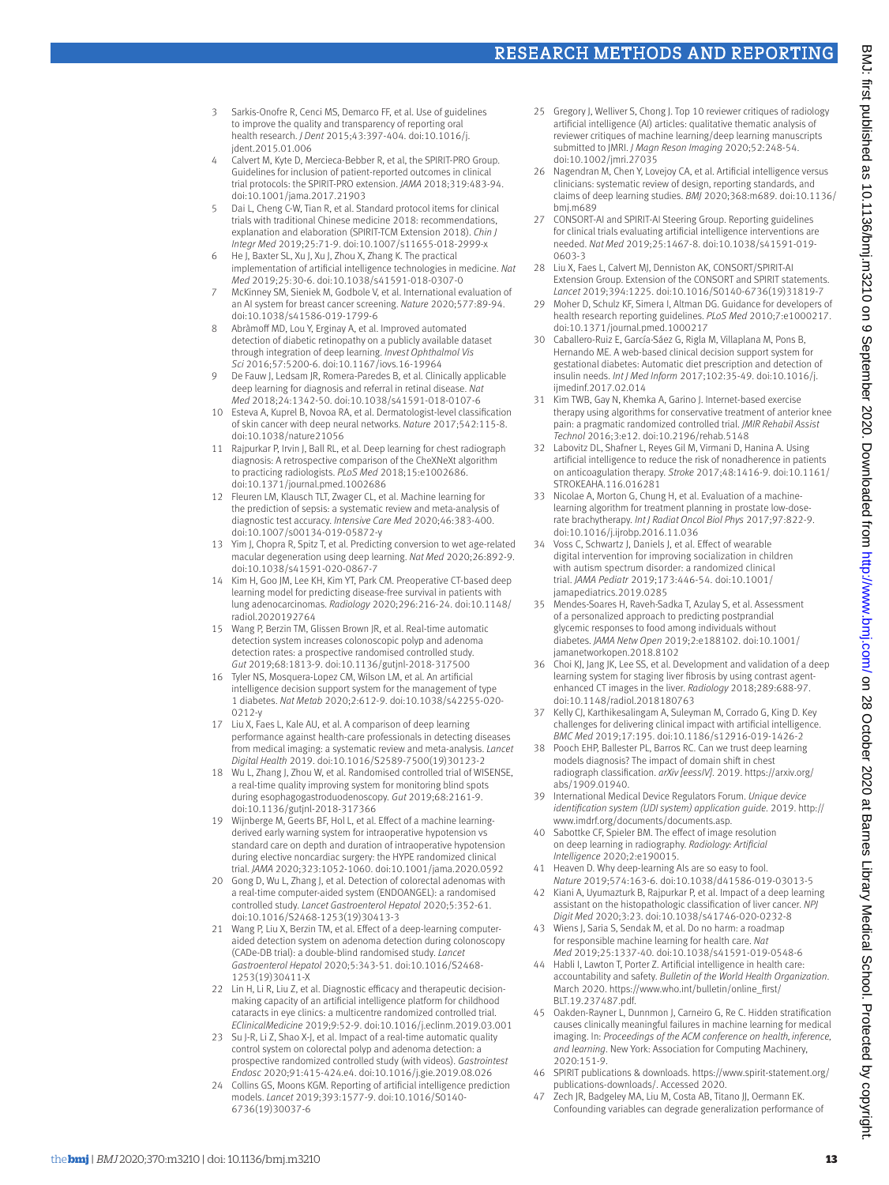3 Sarkis-Onofre R, Cenci MS, Demarco FF, et al. Use of guidelines to improve the quality and transparency of reporting oral health research. *J Dent* 2015;43:397-404. doi:10.1016/j.jdent.2015.01.006

4 Calvert M, Kyte D, Mercieca-Bebber R, et al, the SPIRIT-PRO Group. Guidelines for inclusion of patient-reported outcomes in clinical trial protocols: the SPIRIT-PRO extension. *JAMA* 2018;319:483-94. doi:10.1001/jama.2017.21903

5 Dai L, Cheng C-W, Tian R, et al. Standard protocol items for clinical trials with traditional Chinese medicine 2018: recommendations, explanation and elaboration (SPIRIT-TCM Extension 2018). *Chin J Integr Med* 2019;25:71-9. doi:10.1007/s11655-018-2999-x

6 He J, Baxter SL, Xu J, Xu J, Zhou X, Zhang K. The practical implementation of artificial intelligence technologies in medicine. *Nat Med* 2019;25:30-6. doi:10.1038/s41591-018-0307-0

7 McKinney SM, Sieniek M, Godbole V, et al. International evaluation of an AI system for breast cancer screening. *Nature* 2020;577:89-94. doi:10.1038/s41586-019-1799-6

8 Abràmoff MD, Lou Y, Erginay A, et al. Improved automated detection of diabetic retinopathy on a publicly available dataset through integration of deep learning. *Invest Ophthalmol Vis Sci* 2016;57:5200-6. doi:10.1167/iovs.16-19964

9 De Fauw J, Ledsam JR, Romera-Paredes B, et al. Clinically applicable deep learning for diagnosis and referral in retinal disease. *Nat Med* 2018;24:1342-50. doi:10.1038/s41591-018-0107-6

10 Esteva A, Kuprel B, Novoa RA, et al. Dermatologist-level classification of skin cancer with deep neural networks. *Nature* 2017;542:115-8. doi:10.1038/nature21056

11 Rajpurkar P, Irvin J, Ball RL, et al. Deep learning for chest radiograph diagnosis: A retrospective comparison of the CheXNeXt algorithm to practicing radiologists. *PLoS Med* 2018;15:e1002686. doi:10.1371/journal.pmed.1002686

12 Fleuren LM, Klausch TLT, Zwager CL, et al. Machine learning for the prediction of sepsis: a systematic review and meta-analysis of diagnostic test accuracy. *Intensive Care Med* 2020;46:383-400. doi:10.1007/s00134-019-05872-y

13 Yim J, Chopra R, Spitz T, et al. Predicting conversion to wet age-related macular degeneration using deep learning. *Nat Med* 2020;26:892-9. doi:10.1038/s41591-020-0867-7

14 Kim H, Goo JM, Lee KH, Kim YT, Park CM. Preoperative CT-based deep learning model for predicting disease-free survival in patients with lung adenocarcinomas. *Radiology* 2020;296:216-24. doi:10.1148/radiol.2020192764

15 Wang P, Berzin TM, Glissen Brown JR, et al. Real-time automatic detection system increases colonoscopic polyp and adenoma detection rates: a prospective randomised controlled study. *Gut* 2019;68:1813-9. doi:10.1136/gutjnl-2018-317500

16 Tyler NS, Mosquera-Lopez CM, Wilson LM, et al. An artificial intelligence decision support system for the management of type 1 diabetes. *Nat Metab* 2020;2:612-9. doi:10.1038/s42255-020-0212-y

17 Liu X, Faes L, Kale AU, et al. A comparison of deep learning performance against health-care professionals in detecting diseases from medical imaging: a systematic review and meta-analysis. *Lancet Digital Health* 2019. doi:10.1016/S2589-7500(19)30123-2

18 Wu L, Zhang J, Zhou W, et al. Randomised controlled trial of WISENSE, a real-time quality improving system for monitoring blind spots during esophagogastroduodenoscopy. *Gut* 2019;68:2161-9. doi:10.1136/gutjnl-2018-317366

19 Wijnberge M, Geerts BF, Hol L, et al. Effect of a machine learning-derived early warning system for intraoperative hypotension vs standard care on depth and duration of intraoperative hypotension during elective noncardiac surgery: the HYPE randomized clinical trial. *JAMA* 2020;323:1052-1060. doi:10.1001/jama.2020.0592

20 Gong D, Wu L, Zhang J, et al. Detection of colorectal adenomas with a real-time computer-aided system (ENDOANGEL): a randomised controlled study. *Lancet Gastroenterol Hepatol* 2020;5:352-61. doi:10.1016/S2468-1253(19)30413-3

21 Wang P, Liu X, Berzin TM, et al. Effect of a deep-learning computer-aided detection system on adenoma detection during colonoscopy (CADe-DB trial): a double-blind randomised study. *Lancet Gastroenterol Hepatol* 2020;5:343-51. doi:10.1016/S2468-1253(19)30411-X

22 Lin H, Li R, Liu Z, et al. Diagnostic efficacy and therapeutic decision-making capacity of an artificial intelligence platform for childhood cataracts in eye clinics: a multicentre randomized controlled trial. *EClinicalMedicine* 2019;9:52-9. doi:10.1016/j.eclinm.2019.03.001

23 Su J-R, Li Z, Shao X-J, et al. Impact of a real-time automatic quality control system on colorectal polyp and adenoma detection: a prospective randomized controlled study (with videos). *Gastrointest Endosc* 2020;91:415-424.e4. doi:10.1016/j.gie.2019.08.026

24 Collins GS, Moons KGM. Reporting of artificial intelligence prediction models. *Lancet* 2019;393:1577-9. doi:10.1016/S0140-6736(19)30037-6

25 Gregory J, Welliver S, Chong J. Top 10 reviewer critiques of radiology artificial intelligence (AI) articles: qualitative thematic analysis of reviewer critiques of machine learning/deep learning manuscripts submitted to JMRI. *J Magn Reson Imaging* 2020;52:248-54. doi:10.1002/jmri.27035

26 Nagendran M, Chen Y, Lovejoy CA, et al. Artificial intelligence versus clinicians: systematic review of design, reporting standards, and claims of deep learning studies. *BMJ* 2020;368:m689. doi:10.1136/bmj.m689

27 CONSORT-AI and SPIRIT-AI Steering Group. Reporting guidelines for clinical trials evaluating artificial intelligence interventions are needed. *Nat Med* 2019;25:1467-8. doi:10.1038/s41591-019-0603-3

28 Liu X, Faes L, Calvert MJ, Denniston AK, CONSORT/SPIRIT-AI Extension Group. Extension of the CONSORT and SPIRIT statements. *Lancet* 2019;394:1225. doi:10.1016/S0140-6736(19)31819-7

29 Moher D, Schulz KF, Simera I, Altman DG. Guidance for developers of health research reporting guidelines. *PLoS Med* 2010;7:e1000217. doi:10.1371/journal.pmed.1000217

30 Caballero-Ruiz E, García-Sáez G, Rigla M, Villaplana M, Pons B, Hernando ME. A web-based clinical decision support system for gestational diabetes: Automatic diet prescription and detection of insulin needs. *Int J Med Inform* 2017;102:35-49. doi:10.1016/j.ijmedinf.2017.02.014

31 Kim TWB, Gay N, Khemka A, Garino J. Internet-based exercise therapy using algorithms for conservative treatment of anterior knee pain: a pragmatic randomized controlled trial. *JMIR Rehabil Assist Technol* 2016;3:e12. doi:10.2196/rehab.5148

32 Labovitz DL, Shafner L, Reyes Gil M, Virmani D, Hanina A. Using artificial intelligence to reduce the risk of nonadherence in patients on anticoagulation therapy. *Stroke* 2017;48:1416-9. doi:10.1161/STROKEAHA.116.016281

33 Nicolae A, Morton G, Chung H, et al. Evaluation of a machine-learning algorithm for treatment planning in prostate low-dose-rate brachytherapy. *Int J Radiat Oncol Biol Phys* 2017;97:822-9. doi:10.1016/j.ijrobp.2016.11.036

34 Voss C, Schwartz J, Daniels J, et al. Effect of wearable digital intervention for improving socialization in children with autism spectrum disorder: a randomized clinical trial. *JAMA Pediatr* 2019;173:446-54. doi:10.1001/jamapediatrics.2019.0285

35 Mendes-Soares H, Raveh-Sadka T, Azulay S, et al. Assessment of a personalized approach to predicting postprandial glycemic responses to food among individuals without diabetes. *JAMA Netw Open* 2019;2:e188102. doi:10.1001/jamanetworkopen.2018.8102

36 Choi KJ, Jang JK, Lee SS, et al. Development and validation of a deep learning system for staging liver fibrosis by using contrast agent-enhanced CT images in the liver. *Radiology* 2018;289:688-97. doi:10.1148/radiol.2018180763

37 Kelly CJ, Karthikesalingam A, Suleyman M, Corrado G, King D. Key challenges for delivering clinical impact with artificial intelligence. *BMC Med* 2019;17:195. doi:10.1186/s12916-019-1426-2

38 Pooch EHP, Ballester PL, Barros RC. Can we trust deep learning models diagnosis? The impact of domain shift in chest radiograph classification. *arXiv [eessIV]*. 2019. https://arxiv.org/abs/1909.01940.

39 International Medical Device Regulators Forum. *Unique device identification system (UDI system) application guide*. 2019. http://www.imdrf.org/documents/documents.asp.

40 Sabottke CF, Spieler BM. The effect of image resolution on deep learning in radiography. *Radiology: Artificial Intelligence* 2020;2:e190015.

41 Heaven D. Why deep-learning AIs are so easy to fool. *Nature* 2019;574:163-6. doi:10.1038/d41586-019-03013-5

42 Kiani A, Uyumazturk B, Rajpurkar P, et al. Impact of a deep learning assistant on the histopathologic classification of liver cancer. *NPJ Digit Med* 2020;3:23. doi:10.1038/s41746-020-0232-8

43 Wiens J, Saria S, Sendak M, et al. Do no harm: a roadmap for responsible machine learning for health care. *Nat Med* 2019;25:1337-40. doi:10.1038/s41591-019-0548-6

44 Habli I, Lawton T, Porter Z. Artificial intelligence in health care: accountability and safety. *Bulletin of the World Health Organization*. March 2020. https://www.who.int/bulletin/online_first/BLT.19.237487.pdf.

45 Oakden-Rayner L, Dunnmon J, Carneiro G, Re C. Hidden stratification causes clinically meaningful failures in machine learning for medical imaging. In: *Proceedings of the ACM conference on health, inference, and learning*. New York: Association for Computing Machinery, 2020:151-9.

46 SPIRIT publications & downloads. https://www.spirit-statement.org/publications-downloads/. Accessed 2020.

47 Zech JR, Badgeley MA, Liu M, Costa AB, Titano JJ, Oermann EK. Confounding variables can degrade generalization performance of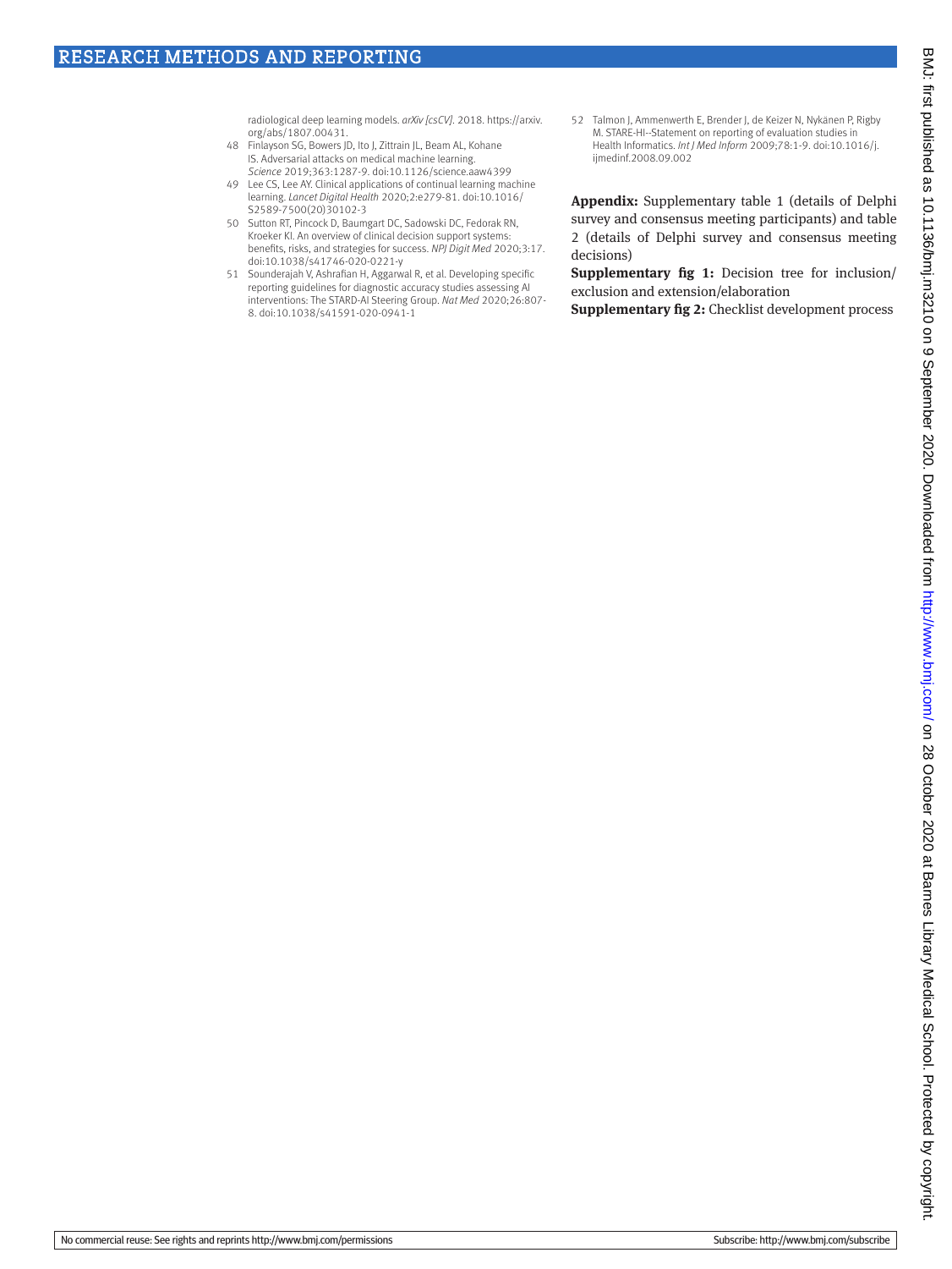radiological deep learning models. *arXiv [csCV]*. 2018. https://arxiv.org/abs/1807.00431.

48 Finlayson SG, Bowers JD, Ito J, Zittrain JL, Beam AL, Kohane IS. Adversarial attacks on medical machine learning. *Science* 2019;363:1287-9. doi:10.1126/science.aaw4399

49 Lee CS, Lee AY. Clinical applications of continual learning machine learning. *Lancet Digital Health* 2020;2:e279-81. doi:10.1016/S2589-7500(20)30102-3

50 Sutton RT, Pincock D, Baumgart DC, Sadowski DC, Fedorak RN, Kroeker KI. An overview of clinical decision support systems: benefits, risks, and strategies for success. *NPJ Digit Med* 2020;3:17. doi:10.1038/s41746-020-0221-y

51 Sounderajah V, Ashrafian H, Aggarwal R, et al. Developing specific reporting guidelines for diagnostic accuracy studies assessing AI interventions: The STARD-AI Steering Group. *Nat Med* 2020;26:807-8. doi:10.1038/s41591-020-0941-1

52 Talmon J, Ammenwerth E, Brender J, de Keizer N, Nykänen P, Rigby M. STARE-HI--Statement on reporting of evaluation studies in Health Informatics. *Int J Med Inform* 2009;78:1-9. doi:10.1016/j.ijmedinf.2008.09.002

**Appendix:** Supplementary table 1 (details of Delphi survey and consensus meeting participants) and table 2 (details of Delphi survey and consensus meeting decisions)

**Supplementary fig 1:** Decision tree for inclusion/exclusion and extension/elaboration

**Supplementary fig 2:** Checklist development process